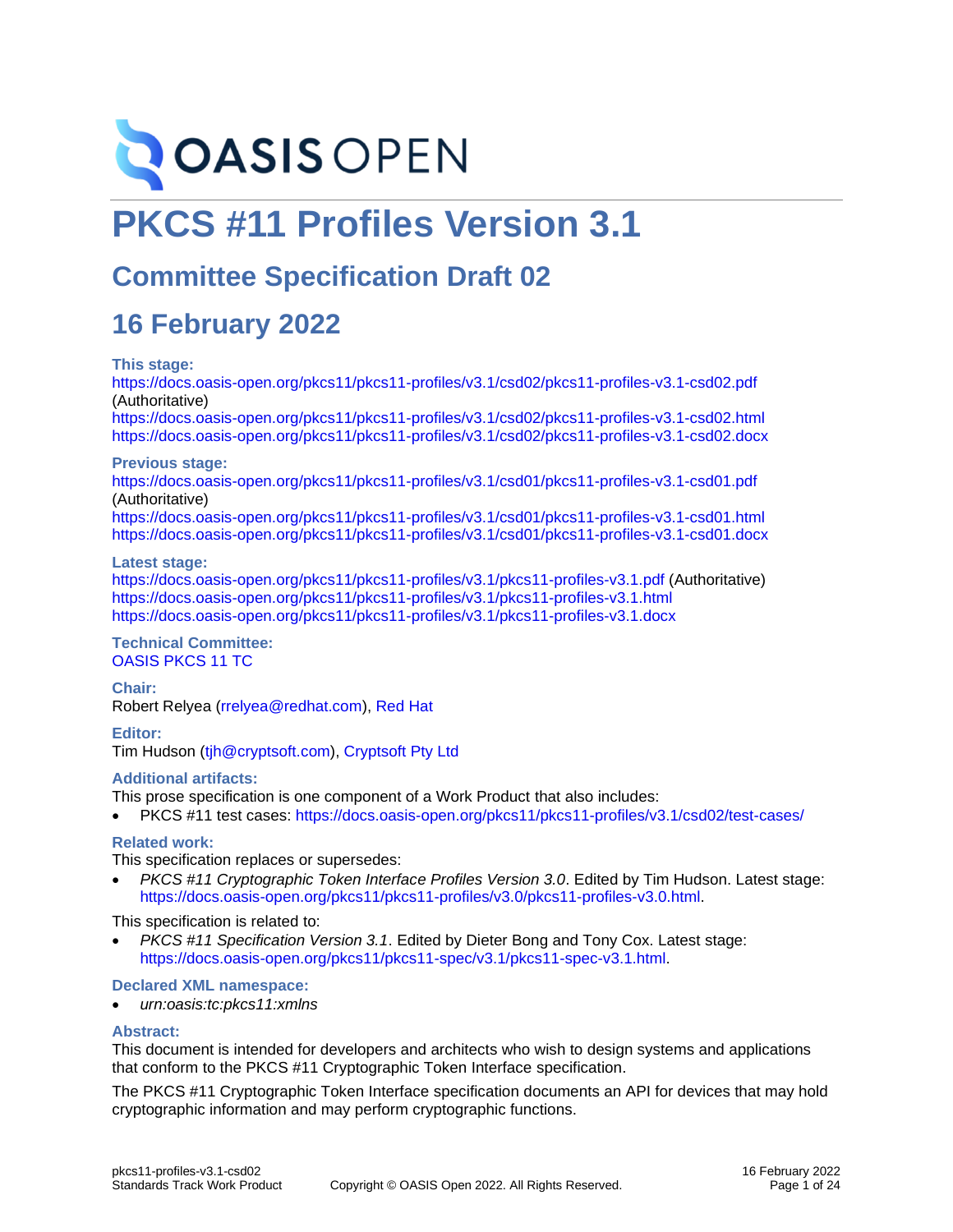OASIS OPEN

# PKCS #11 Profiles Version 3.1

## Committee Specification Draft 02

## 16 February 2022

**This stage:**

https://docs.oasis-open.org/pkcs11/pkcs11-profiles/v3.1/csd02/pkcs11-profiles-v3.1-csd02.pdf (Authoritative)
https://docs.oasis-open.org/pkcs11/pkcs11-profiles/v3.1/csd02/pkcs11-profiles-v3.1-csd02.html
https://docs.oasis-open.org/pkcs11/pkcs11-profiles/v3.1/csd02/pkcs11-profiles-v3.1-csd02.docx

**Previous stage:**

https://docs.oasis-open.org/pkcs11/pkcs11-profiles/v3.1/csd01/pkcs11-profiles-v3.1-csd01.pdf (Authoritative)
https://docs.oasis-open.org/pkcs11/pkcs11-profiles/v3.1/csd01/pkcs11-profiles-v3.1-csd01.html
https://docs.oasis-open.org/pkcs11/pkcs11-profiles/v3.1/csd01/pkcs11-profiles-v3.1-csd01.docx

**Latest stage:**

https://docs.oasis-open.org/pkcs11/pkcs11-profiles/v3.1/pkcs11-profiles-v3.1.pdf (Authoritative)
https://docs.oasis-open.org/pkcs11/pkcs11-profiles/v3.1/pkcs11-profiles-v3.1.html
https://docs.oasis-open.org/pkcs11/pkcs11-profiles/v3.1/pkcs11-profiles-v3.1.docx

**Technical Committee:**

OASIS PKCS 11 TC

**Chair:**

Robert Relyea (rrelyea@redhat.com), Red Hat

**Editor:**

Tim Hudson (tjh@cryptsoft.com), Cryptsoft Pty Ltd

**Additional artifacts:**

This prose specification is one component of a Work Product that also includes:

- PKCS #11 test cases: https://docs.oasis-open.org/pkcs11/pkcs11-profiles/v3.1/csd02/test-cases/

**Related work:**

This specification replaces or supersedes:

- *PKCS #11 Cryptographic Token Interface Profiles Version 3.0*. Edited by Tim Hudson. Latest stage: https://docs.oasis-open.org/pkcs11/pkcs11-profiles/v3.0/pkcs11-profiles-v3.0.html.

This specification is related to:

- *PKCS #11 Specification Version 3.1*. Edited by Dieter Bong and Tony Cox. Latest stage: https://docs.oasis-open.org/pkcs11/pkcs11-spec/v3.1/pkcs11-spec-v3.1.html.

**Declared XML namespace:**

- *urn:oasis:tc:pkcs11:xmlns*

**Abstract:**

This document is intended for developers and architects who wish to design systems and applications that conform to the PKCS #11 Cryptographic Token Interface specification.

The PKCS #11 Cryptographic Token Interface specification documents an API for devices that may hold cryptographic information and may perform cryptographic functions.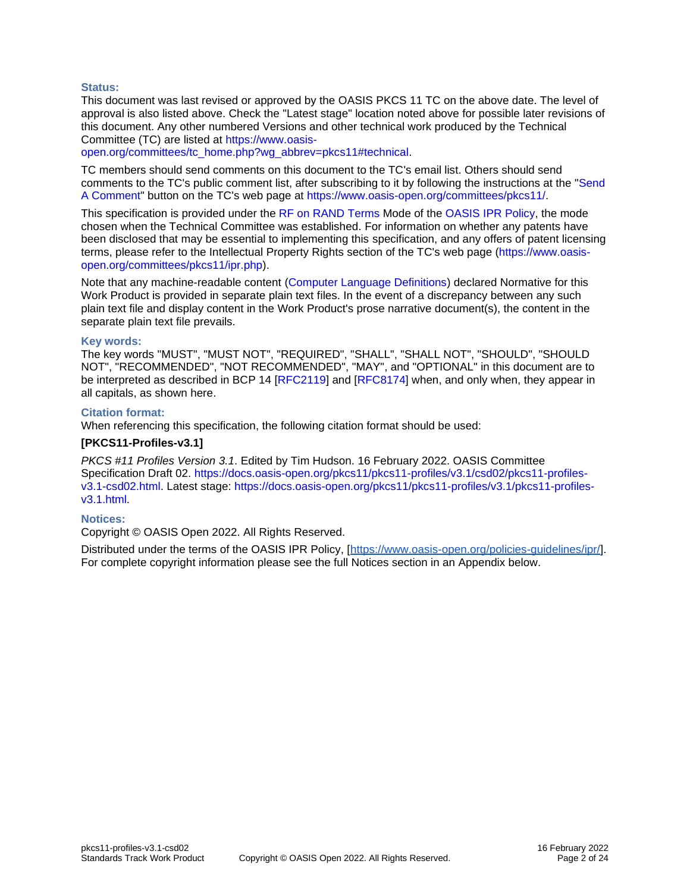**Status:**

This document was last revised or approved by the OASIS PKCS 11 TC on the above date. The level of approval is also listed above. Check the "Latest stage" location noted above for possible later revisions of this document. Any other numbered Versions and other technical work produced by the Technical Committee (TC) are listed at https://www.oasis-open.org/committees/tc_home.php?wg_abbrev=pkcs11#technical.

TC members should send comments on this document to the TC's email list. Others should send comments to the TC's public comment list, after subscribing to it by following the instructions at the "Send A Comment" button on the TC's web page at https://www.oasis-open.org/committees/pkcs11/.

This specification is provided under the RF on RAND Terms Mode of the OASIS IPR Policy, the mode chosen when the Technical Committee was established. For information on whether any patents have been disclosed that may be essential to implementing this specification, and any offers of patent licensing terms, please refer to the Intellectual Property Rights section of the TC's web page (https://www.oasis-open.org/committees/pkcs11/ipr.php).

Note that any machine-readable content (Computer Language Definitions) declared Normative for this Work Product is provided in separate plain text files. In the event of a discrepancy between any such plain text file and display content in the Work Product's prose narrative document(s), the content in the separate plain text file prevails.

**Key words:**

The key words "MUST", "MUST NOT", "REQUIRED", "SHALL", "SHALL NOT", "SHOULD", "SHOULD NOT", "RECOMMENDED", "NOT RECOMMENDED", "MAY", and "OPTIONAL" in this document are to be interpreted as described in BCP 14 [RFC2119] and [RFC8174] when, and only when, they appear in all capitals, as shown here.

**Citation format:**

When referencing this specification, the following citation format should be used:

**[PKCS11-Profiles-v3.1]**

*PKCS #11 Profiles Version 3.1*. Edited by Tim Hudson. 16 February 2022. OASIS Committee Specification Draft 02. https://docs.oasis-open.org/pkcs11/pkcs11-profiles/v3.1/csd02/pkcs11-profiles-v3.1-csd02.html. Latest stage: https://docs.oasis-open.org/pkcs11/pkcs11-profiles/v3.1/pkcs11-profiles-v3.1.html.

**Notices:**

Copyright © OASIS Open 2022. All Rights Reserved.

Distributed under the terms of the OASIS IPR Policy, [https://www.oasis-open.org/policies-guidelines/ipr/]. For complete copyright information please see the full Notices section in an Appendix below.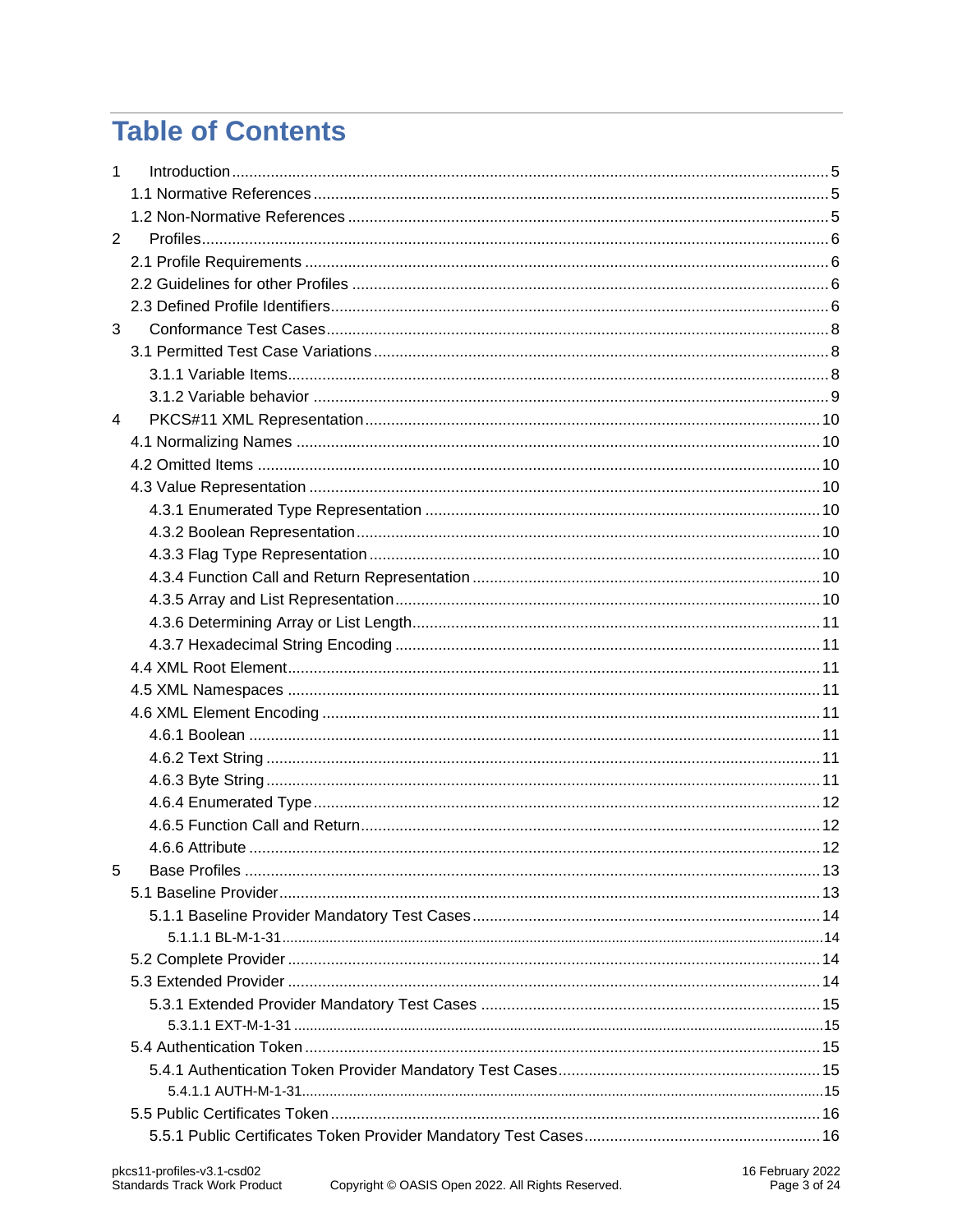# Table of Contents

1 Introduction ..... 5
- 1.1 Normative References ..... 5
- 1.2 Non-Normative References ..... 5

2 Profiles ..... 6
- 2.1 Profile Requirements ..... 6
- 2.2 Guidelines for other Profiles ..... 6
- 2.3 Defined Profile Identifiers ..... 6

3 Conformance Test Cases ..... 8
- 3.1 Permitted Test Case Variations ..... 8
  - 3.1.1 Variable Items ..... 8
  - 3.1.2 Variable behavior ..... 9

4 PKCS#11 XML Representation ..... 10
- 4.1 Normalizing Names ..... 10
- 4.2 Omitted Items ..... 10
- 4.3 Value Representation ..... 10
  - 4.3.1 Enumerated Type Representation ..... 10
  - 4.3.2 Boolean Representation ..... 10
  - 4.3.3 Flag Type Representation ..... 10
  - 4.3.4 Function Call and Return Representation ..... 10
  - 4.3.5 Array and List Representation ..... 10
  - 4.3.6 Determining Array or List Length ..... 11
  - 4.3.7 Hexadecimal String Encoding ..... 11
- 4.4 XML Root Element ..... 11
- 4.5 XML Namespaces ..... 11
- 4.6 XML Element Encoding ..... 11
  - 4.6.1 Boolean ..... 11
  - 4.6.2 Text String ..... 11
  - 4.6.3 Byte String ..... 11
  - 4.6.4 Enumerated Type ..... 12
  - 4.6.5 Function Call and Return ..... 12
  - 4.6.6 Attribute ..... 12

5 Base Profiles ..... 13
- 5.1 Baseline Provider ..... 13
  - 5.1.1 Baseline Provider Mandatory Test Cases ..... 14
    - 5.1.1.1 BL-M-1-31 ..... 14
- 5.2 Complete Provider ..... 14
- 5.3 Extended Provider ..... 14
  - 5.3.1 Extended Provider Mandatory Test Cases ..... 15
    - 5.3.1.1 EXT-M-1-31 ..... 15
- 5.4 Authentication Token ..... 15
  - 5.4.1 Authentication Token Provider Mandatory Test Cases ..... 15
    - 5.4.1.1 AUTH-M-1-31 ..... 15
- 5.5 Public Certificates Token ..... 16
  - 5.5.1 Public Certificates Token Provider Mandatory Test Cases ..... 16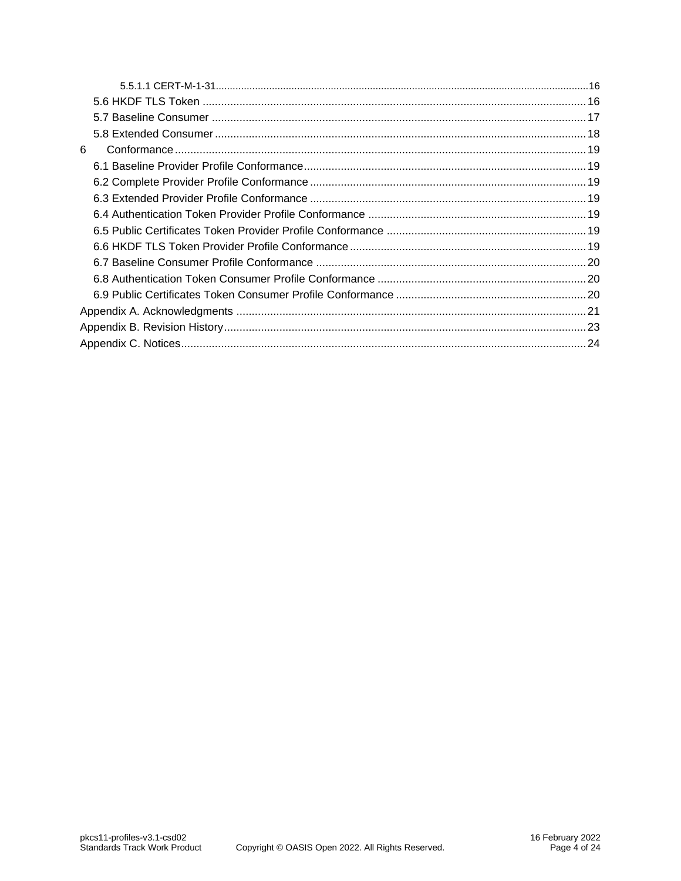5.5.1.1 CERT-M-1-31 ... 16

5.6 HKDF TLS Token ... 16

5.7 Baseline Consumer ... 17

5.8 Extended Consumer ... 18

6 Conformance ... 19

6.1 Baseline Provider Profile Conformance ... 19

6.2 Complete Provider Profile Conformance ... 19

6.3 Extended Provider Profile Conformance ... 19

6.4 Authentication Token Provider Profile Conformance ... 19

6.5 Public Certificates Token Provider Profile Conformance ... 19

6.6 HKDF TLS Token Provider Profile Conformance ... 19

6.7 Baseline Consumer Profile Conformance ... 20

6.8 Authentication Token Consumer Profile Conformance ... 20

6.9 Public Certificates Token Consumer Profile Conformance ... 20

Appendix A. Acknowledgments ... 21

Appendix B. Revision History ... 23

Appendix C. Notices ... 24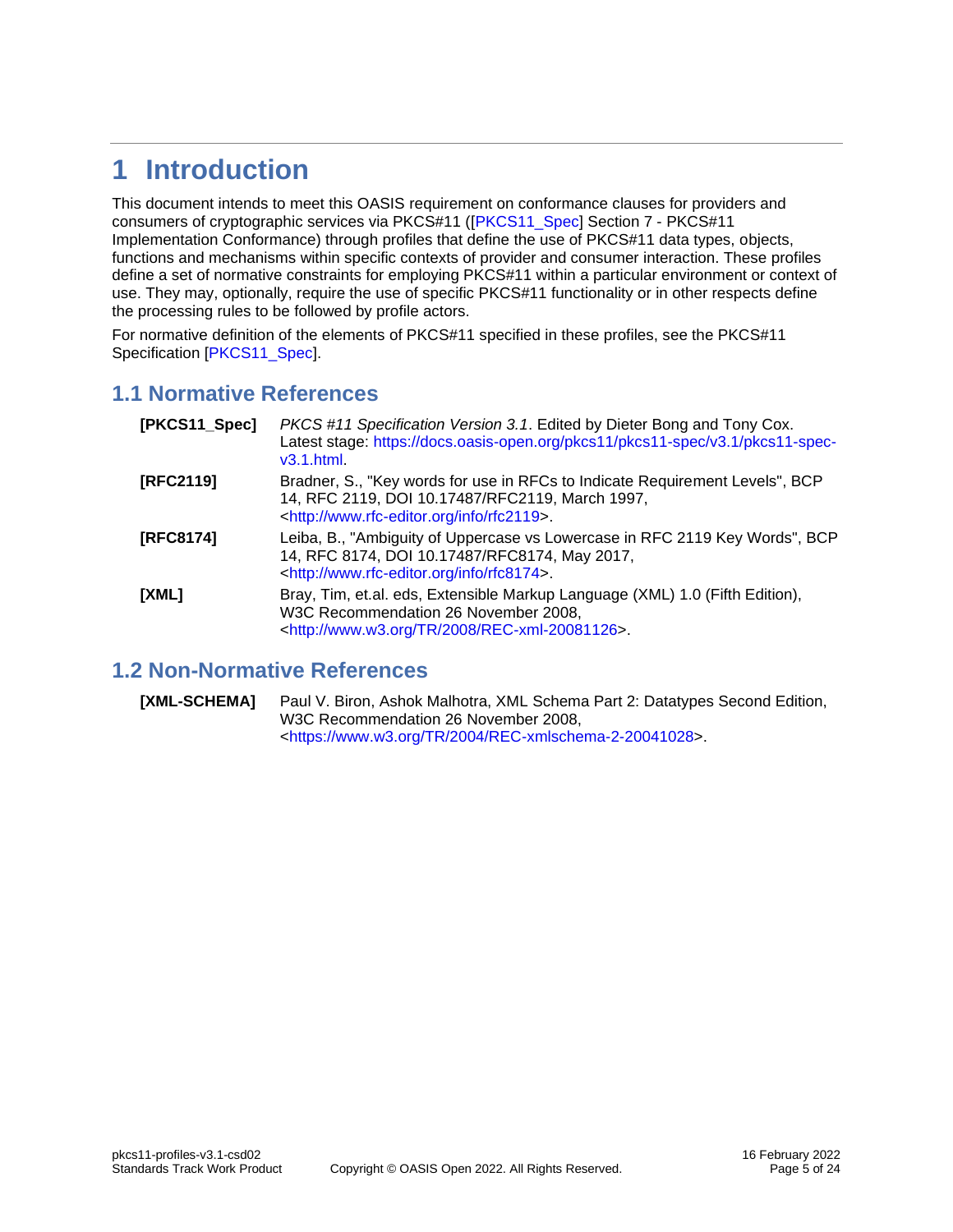# 1 Introduction

This document intends to meet this OASIS requirement on conformance clauses for providers and consumers of cryptographic services via PKCS#11 ([PKCS11_Spec] Section 7 - PKCS#11 Implementation Conformance) through profiles that define the use of PKCS#11 data types, objects, functions and mechanisms within specific contexts of provider and consumer interaction. These profiles define a set of normative constraints for employing PKCS#11 within a particular environment or context of use. They may, optionally, require the use of specific PKCS#11 functionality or in other respects define the processing rules to be followed by profile actors.

For normative definition of the elements of PKCS#11 specified in these profiles, see the PKCS#11 Specification [PKCS11_Spec].

## 1.1 Normative References

**[PKCS11_Spec]** *PKCS #11 Specification Version 3.1*. Edited by Dieter Bong and Tony Cox. Latest stage: https://docs.oasis-open.org/pkcs11/pkcs11-spec/v3.1/pkcs11-spec-v3.1.html.

**[RFC2119]** Bradner, S., "Key words for use in RFCs to Indicate Requirement Levels", BCP 14, RFC 2119, DOI 10.17487/RFC2119, March 1997, <http://www.rfc-editor.org/info/rfc2119>.

**[RFC8174]** Leiba, B., "Ambiguity of Uppercase vs Lowercase in RFC 2119 Key Words", BCP 14, RFC 8174, DOI 10.17487/RFC8174, May 2017, <http://www.rfc-editor.org/info/rfc8174>.

**[XML]** Bray, Tim, et.al. eds, Extensible Markup Language (XML) 1.0 (Fifth Edition), W3C Recommendation 26 November 2008, <http://www.w3.org/TR/2008/REC-xml-20081126>.

## 1.2 Non-Normative References

**[XML-SCHEMA]** Paul V. Biron, Ashok Malhotra, XML Schema Part 2: Datatypes Second Edition, W3C Recommendation 26 November 2008, <https://www.w3.org/TR/2004/REC-xmlschema-2-20041028>.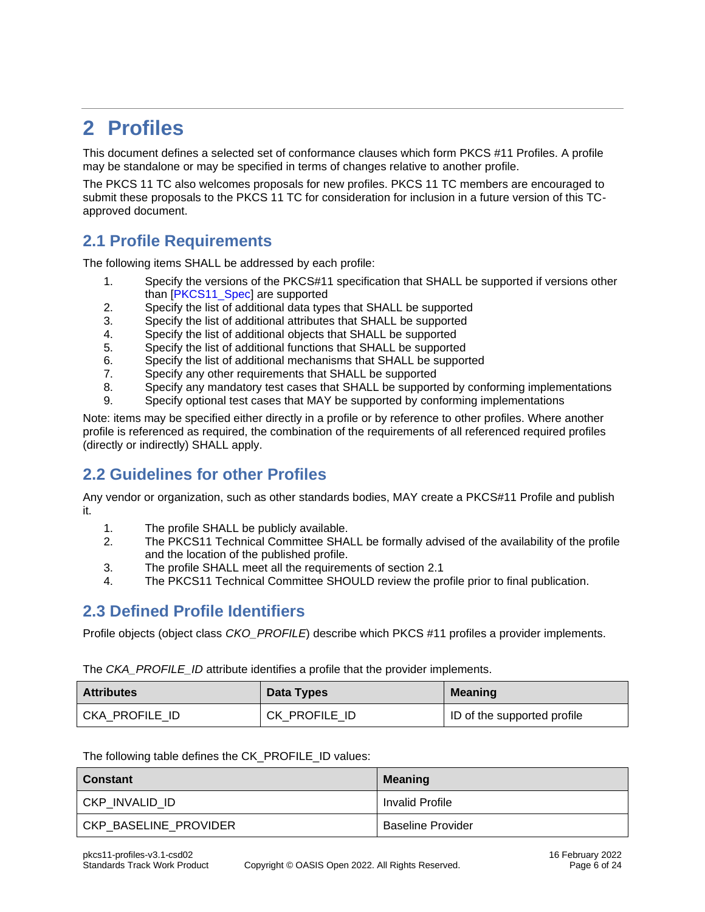# 2 Profiles

This document defines a selected set of conformance clauses which form PKCS #11 Profiles. A profile may be standalone or may be specified in terms of changes relative to another profile.

The PKCS 11 TC also welcomes proposals for new profiles. PKCS 11 TC members are encouraged to submit these proposals to the PKCS 11 TC for consideration for inclusion in a future version of this TC-approved document.

## 2.1 Profile Requirements

The following items SHALL be addressed by each profile:

1. Specify the versions of the PKCS#11 specification that SHALL be supported if versions other than [PKCS11_Spec] are supported
2. Specify the list of additional data types that SHALL be supported
3. Specify the list of additional attributes that SHALL be supported
4. Specify the list of additional objects that SHALL be supported
5. Specify the list of additional functions that SHALL be supported
6. Specify the list of additional mechanisms that SHALL be supported
7. Specify any other requirements that SHALL be supported
8. Specify any mandatory test cases that SHALL be supported by conforming implementations
9. Specify optional test cases that MAY be supported by conforming implementations

Note: items may be specified either directly in a profile or by reference to other profiles. Where another profile is referenced as required, the combination of the requirements of all referenced required profiles (directly or indirectly) SHALL apply.

## 2.2 Guidelines for other Profiles

Any vendor or organization, such as other standards bodies, MAY create a PKCS#11 Profile and publish it.

1. The profile SHALL be publicly available.
2. The PKCS11 Technical Committee SHALL be formally advised of the availability of the profile and the location of the published profile.
3. The profile SHALL meet all the requirements of section 2.1
4. The PKCS11 Technical Committee SHOULD review the profile prior to final publication.

## 2.3 Defined Profile Identifiers

Profile objects (object class *CKO_PROFILE*) describe which PKCS #11 profiles a provider implements.

The *CKA_PROFILE_ID* attribute identifies a profile that the provider implements.

| Attributes | Data Types | Meaning |
|---|---|---|
| CKA_PROFILE_ID | CK_PROFILE_ID | ID of the supported profile |

The following table defines the CK_PROFILE_ID values:

| Constant | Meaning |
|---|---|
| CKP_INVALID_ID | Invalid Profile |
| CKP_BASELINE_PROVIDER | Baseline Provider |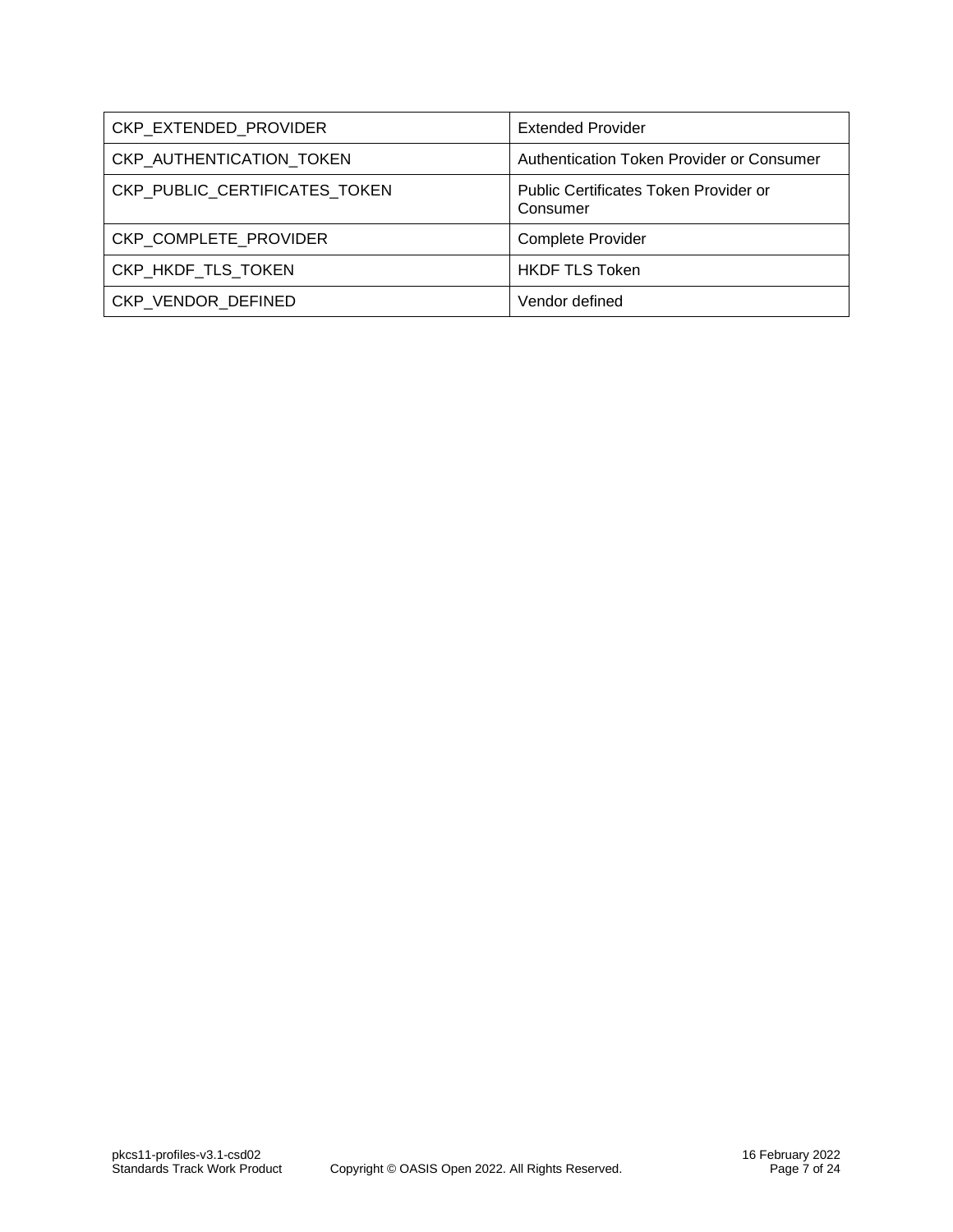| | |
|---|---|
| CKP_EXTENDED_PROVIDER | Extended Provider |
| CKP_AUTHENTICATION_TOKEN | Authentication Token Provider or Consumer |
| CKP_PUBLIC_CERTIFICATES_TOKEN | Public Certificates Token Provider or Consumer |
| CKP_COMPLETE_PROVIDER | Complete Provider |
| CKP_HKDF_TLS_TOKEN | HKDF TLS Token |
| CKP_VENDOR_DEFINED | Vendor defined |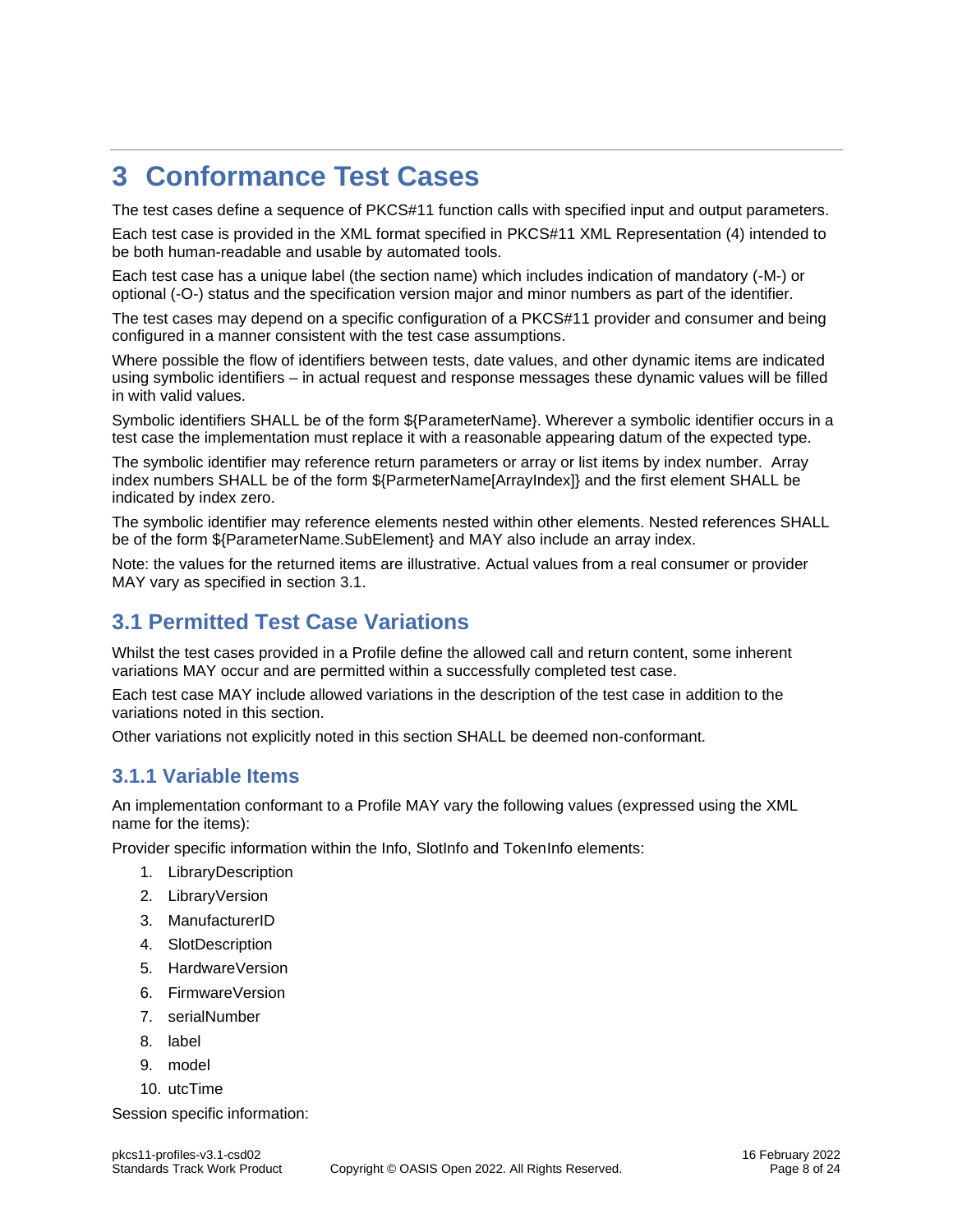# 3 Conformance Test Cases

The test cases define a sequence of PKCS#11 function calls with specified input and output parameters.

Each test case is provided in the XML format specified in PKCS#11 XML Representation (4) intended to be both human-readable and usable by automated tools.

Each test case has a unique label (the section name) which includes indication of mandatory (-M-) or optional (-O-) status and the specification version major and minor numbers as part of the identifier.

The test cases may depend on a specific configuration of a PKCS#11 provider and consumer and being configured in a manner consistent with the test case assumptions.

Where possible the flow of identifiers between tests, date values, and other dynamic items are indicated using symbolic identifiers – in actual request and response messages these dynamic values will be filled in with valid values.

Symbolic identifiers SHALL be of the form ${ParameterName}. Wherever a symbolic identifier occurs in a test case the implementation must replace it with a reasonable appearing datum of the expected type.

The symbolic identifier may reference return parameters or array or list items by index number. Array index numbers SHALL be of the form ${ParmeterName[ArrayIndex]} and the first element SHALL be indicated by index zero.

The symbolic identifier may reference elements nested within other elements. Nested references SHALL be of the form ${ParameterName.SubElement} and MAY also include an array index.

Note: the values for the returned items are illustrative. Actual values from a real consumer or provider MAY vary as specified in section 3.1.

## 3.1 Permitted Test Case Variations

Whilst the test cases provided in a Profile define the allowed call and return content, some inherent variations MAY occur and are permitted within a successfully completed test case.

Each test case MAY include allowed variations in the description of the test case in addition to the variations noted in this section.

Other variations not explicitly noted in this section SHALL be deemed non-conformant.

### 3.1.1 Variable Items

An implementation conformant to a Profile MAY vary the following values (expressed using the XML name for the items):

Provider specific information within the Info, SlotInfo and TokenInfo elements:

1. LibraryDescription
2. LibraryVersion
3. ManufacturerID
4. SlotDescription
5. HardwareVersion
6. FirmwareVersion
7. serialNumber
8. label
9. model
10. utcTime

Session specific information: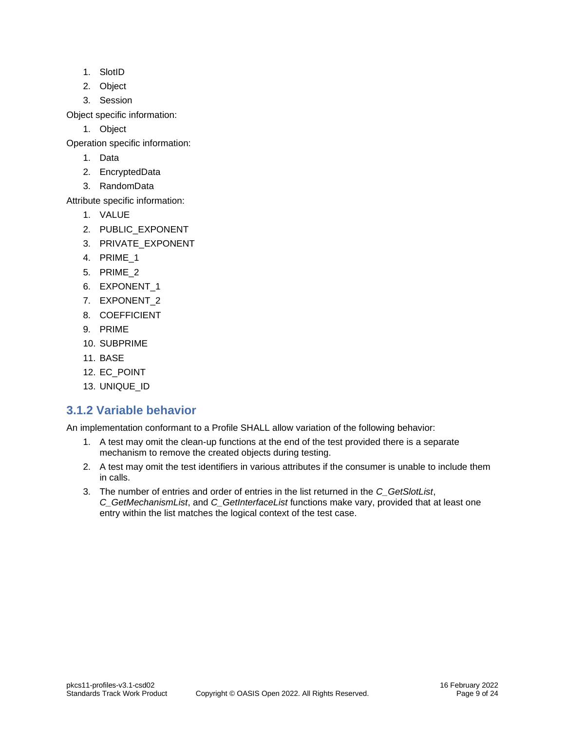1. SlotID
2. Object
3. Session

Object specific information:

1. Object

Operation specific information:

1. Data
2. EncryptedData
3. RandomData

Attribute specific information:

1. VALUE
2. PUBLIC_EXPONENT
3. PRIVATE_EXPONENT
4. PRIME_1
5. PRIME_2
6. EXPONENT_1
7. EXPONENT_2
8. COEFFICIENT
9. PRIME
10. SUBPRIME
11. BASE
12. EC_POINT
13. UNIQUE_ID

### 3.1.2 Variable behavior

An implementation conformant to a Profile SHALL allow variation of the following behavior:

1. A test may omit the clean-up functions at the end of the test provided there is a separate mechanism to remove the created objects during testing.
2. A test may omit the test identifiers in various attributes if the consumer is unable to include them in calls.
3. The number of entries and order of entries in the list returned in the *C_GetSlotList*, *C_GetMechanismList*, and *C_GetInterfaceList* functions make vary, provided that at least one entry within the list matches the logical context of the test case.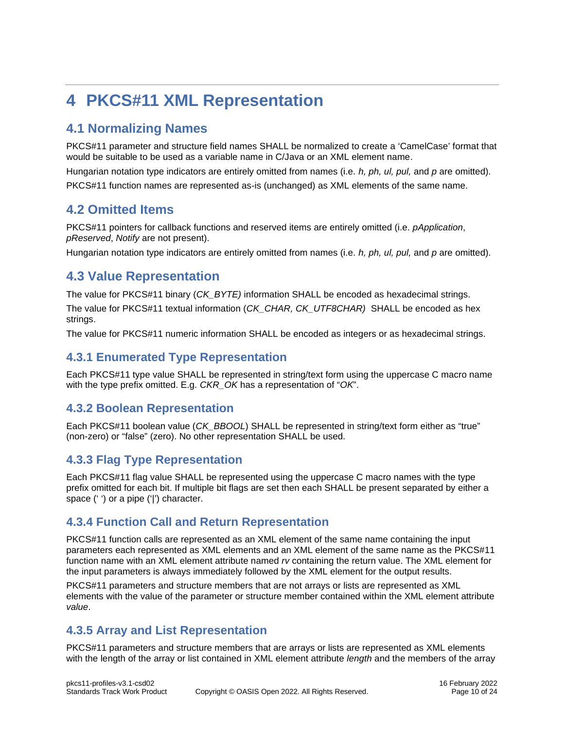# 4 PKCS#11 XML Representation

## 4.1 Normalizing Names

PKCS#11 parameter and structure field names SHALL be normalized to create a 'CamelCase' format that would be suitable to be used as a variable name in C/Java or an XML element name.

Hungarian notation type indicators are entirely omitted from names (i.e. *h, ph, ul, pul,* and *p* are omitted).

PKCS#11 function names are represented as-is (unchanged) as XML elements of the same name.

## 4.2 Omitted Items

PKCS#11 pointers for callback functions and reserved items are entirely omitted (i.e. *pApplication*, *pReserved*, *Notify* are not present).

Hungarian notation type indicators are entirely omitted from names (i.e. *h, ph, ul, pul,* and *p* are omitted).

## 4.3 Value Representation

The value for PKCS#11 binary (*CK_BYTE)* information SHALL be encoded as hexadecimal strings.

The value for PKCS#11 textual information (*CK_CHAR, CK_UTF8CHAR)* SHALL be encoded as hex strings.

The value for PKCS#11 numeric information SHALL be encoded as integers or as hexadecimal strings.

### 4.3.1 Enumerated Type Representation

Each PKCS#11 type value SHALL be represented in string/text form using the uppercase C macro name with the type prefix omitted. E.g. *CKR_OK* has a representation of "*OK*".

### 4.3.2 Boolean Representation

Each PKCS#11 boolean value (*CK_BBOOL*) SHALL be represented in string/text form either as "true" (non-zero) or "false" (zero). No other representation SHALL be used.

### 4.3.3 Flag Type Representation

Each PKCS#11 flag value SHALL be represented using the uppercase C macro names with the type prefix omitted for each bit. If multiple bit flags are set then each SHALL be present separated by either a space (' ') or a pipe ('|') character.

### 4.3.4 Function Call and Return Representation

PKCS#11 function calls are represented as an XML element of the same name containing the input parameters each represented as XML elements and an XML element of the same name as the PKCS#11 function name with an XML element attribute named *rv* containing the return value. The XML element for the input parameters is always immediately followed by the XML element for the output results.

PKCS#11 parameters and structure members that are not arrays or lists are represented as XML elements with the value of the parameter or structure member contained within the XML element attribute *value*.

### 4.3.5 Array and List Representation

PKCS#11 parameters and structure members that are arrays or lists are represented as XML elements with the length of the array or list contained in XML element attribute *length* and the members of the array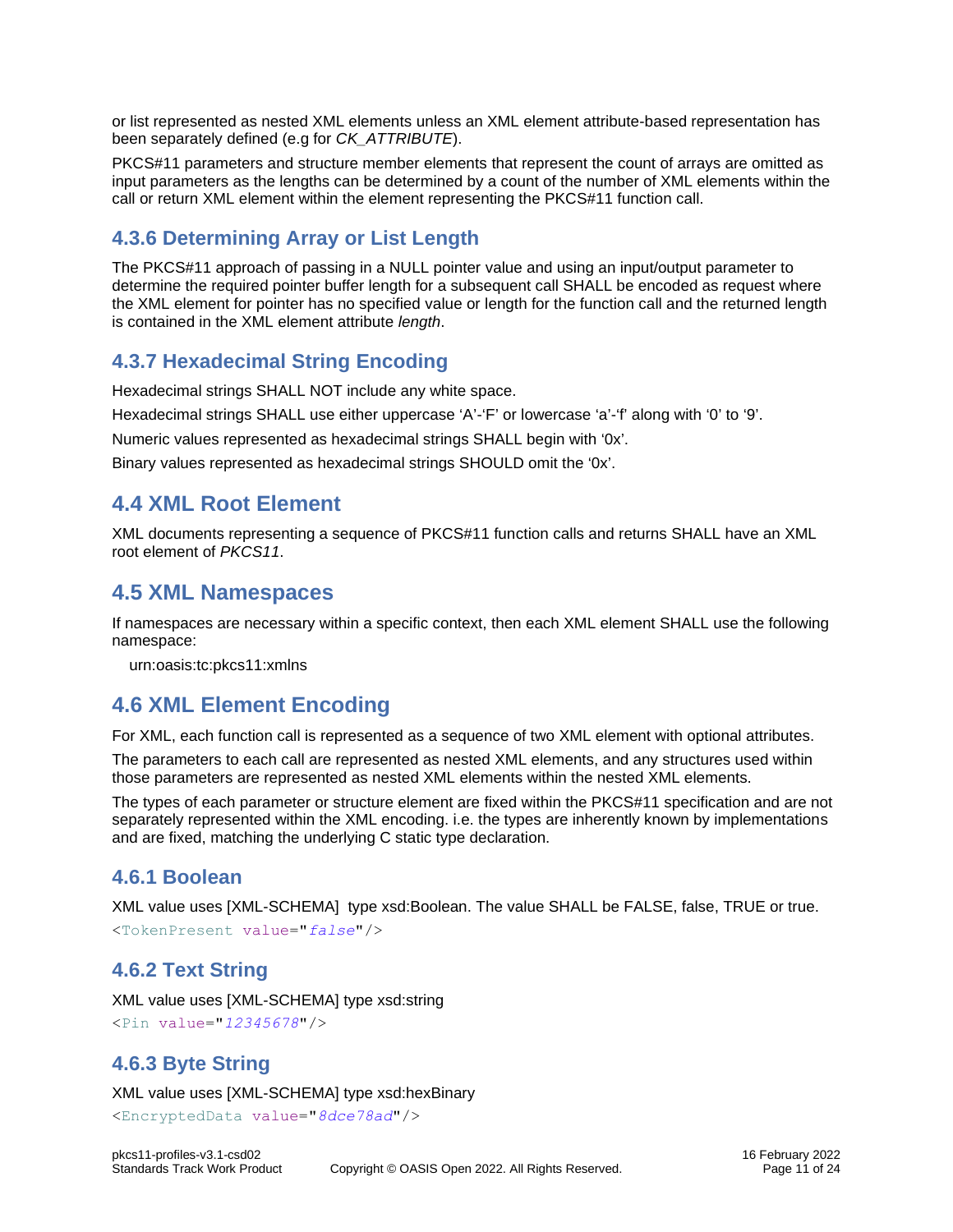or list represented as nested XML elements unless an XML element attribute-based representation has been separately defined (e.g for *CK_ATTRIBUTE*).

PKCS#11 parameters and structure member elements that represent the count of arrays are omitted as input parameters as the lengths can be determined by a count of the number of XML elements within the call or return XML element within the element representing the PKCS#11 function call.

### 4.3.6 Determining Array or List Length

The PKCS#11 approach of passing in a NULL pointer value and using an input/output parameter to determine the required pointer buffer length for a subsequent call SHALL be encoded as request where the XML element for pointer has no specified value or length for the function call and the returned length is contained in the XML element attribute *length*.

### 4.3.7 Hexadecimal String Encoding

Hexadecimal strings SHALL NOT include any white space.

Hexadecimal strings SHALL use either uppercase 'A'-'F' or lowercase 'a'-'f' along with '0' to '9'.

Numeric values represented as hexadecimal strings SHALL begin with '0x'.

Binary values represented as hexadecimal strings SHOULD omit the '0x'.

## 4.4 XML Root Element

XML documents representing a sequence of PKCS#11 function calls and returns SHALL have an XML root element of *PKCS11*.

## 4.5 XML Namespaces

If namespaces are necessary within a specific context, then each XML element SHALL use the following namespace:

urn:oasis:tc:pkcs11:xmlns

## 4.6 XML Element Encoding

For XML, each function call is represented as a sequence of two XML element with optional attributes.

The parameters to each call are represented as nested XML elements, and any structures used within those parameters are represented as nested XML elements within the nested XML elements.

The types of each parameter or structure element are fixed within the PKCS#11 specification and are not separately represented within the XML encoding. i.e. the types are inherently known by implementations and are fixed, matching the underlying C static type declaration.

### 4.6.1 Boolean

XML value uses [XML-SCHEMA] type xsd:Boolean. The value SHALL be FALSE, false, TRUE or true.

```
<TokenPresent value="false"/>
```

### 4.6.2 Text String

XML value uses [XML-SCHEMA] type xsd:string

```
<Pin value="12345678"/>
```

### 4.6.3 Byte String

XML value uses [XML-SCHEMA] type xsd:hexBinary

```
<EncryptedData value="8dce78ad"/>
```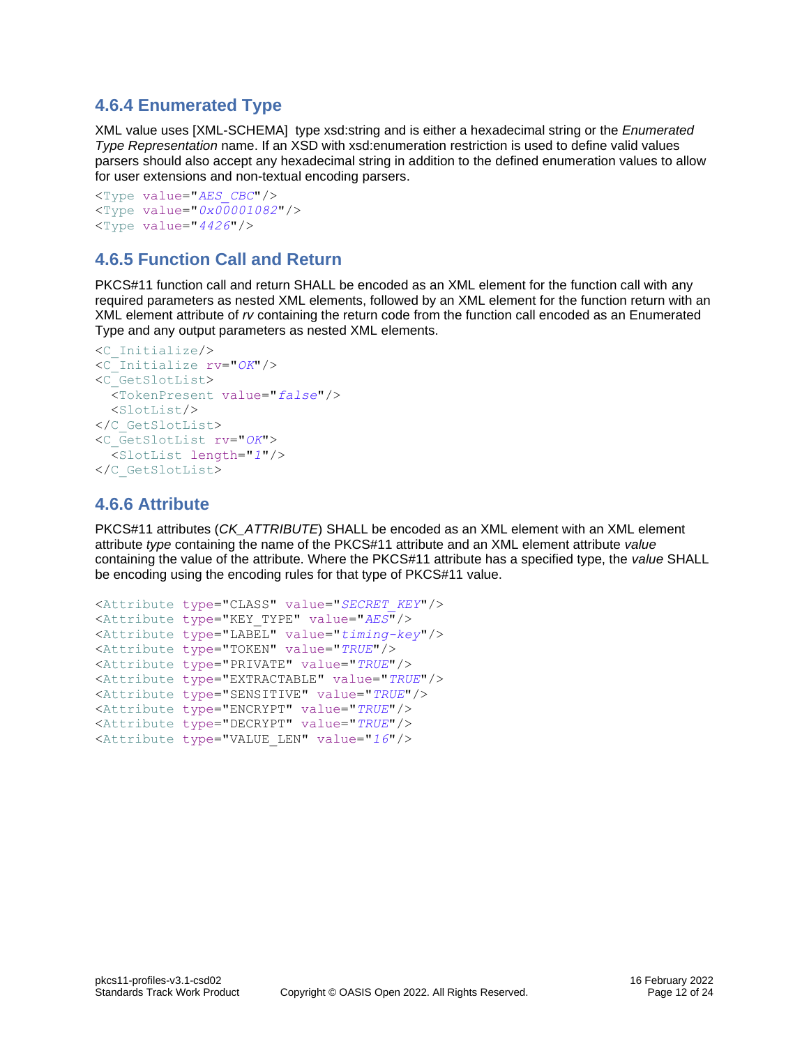### 4.6.4 Enumerated Type

XML value uses [XML-SCHEMA] type xsd:string and is either a hexadecimal string or the *Enumerated Type Representation* name. If an XSD with xsd:enumeration restriction is used to define valid values parsers should also accept any hexadecimal string in addition to the defined enumeration values to allow for user extensions and non-textual encoding parsers.

```
<Type value="AES_CBC"/>
<Type value="0x00001082"/>
<Type value="4426"/>
```

### 4.6.5 Function Call and Return

PKCS#11 function call and return SHALL be encoded as an XML element for the function call with any required parameters as nested XML elements, followed by an XML element for the function return with an XML element attribute of *rv* containing the return code from the function call encoded as an Enumerated Type and any output parameters as nested XML elements.

```
<C_Initialize/>
<C_Initialize rv="OK"/>
<C_GetSlotList>
  <TokenPresent value="false"/>
  <SlotList/>
</C_GetSlotList>
<C_GetSlotList rv="OK">
  <SlotList length="1"/>
</C_GetSlotList>
```

### 4.6.6 Attribute

PKCS#11 attributes (*CK_ATTRIBUTE*) SHALL be encoded as an XML element with an XML element attribute *type* containing the name of the PKCS#11 attribute and an XML element attribute *value* containing the value of the attribute. Where the PKCS#11 attribute has a specified type, the *value* SHALL be encoding using the encoding rules for that type of PKCS#11 value.

```
<Attribute type="CLASS" value="SECRET_KEY"/>
<Attribute type="KEY_TYPE" value="AES"/>
<Attribute type="LABEL" value="timing-key"/>
<Attribute type="TOKEN" value="TRUE"/>
<Attribute type="PRIVATE" value="TRUE"/>
<Attribute type="EXTRACTABLE" value="TRUE"/>
<Attribute type="SENSITIVE" value="TRUE"/>
<Attribute type="ENCRYPT" value="TRUE"/>
<Attribute type="DECRYPT" value="TRUE"/>
<Attribute type="VALUE_LEN" value="16"/>
```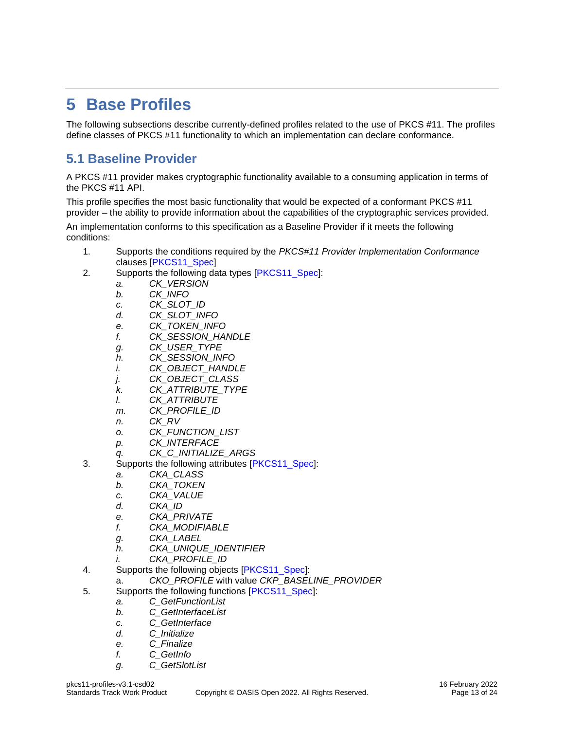# 5 Base Profiles

The following subsections describe currently-defined profiles related to the use of PKCS #11. The profiles define classes of PKCS #11 functionality to which an implementation can declare conformance.

## 5.1 Baseline Provider

A PKCS #11 provider makes cryptographic functionality available to a consuming application in terms of the PKCS #11 API.

This profile specifies the most basic functionality that would be expected of a conformant PKCS #11 provider – the ability to provide information about the capabilities of the cryptographic services provided.

An implementation conforms to this specification as a Baseline Provider if it meets the following conditions:

1. Supports the conditions required by the *PKCS#11 Provider Implementation Conformance* clauses [PKCS11_Spec]
2. Supports the following data types [PKCS11_Spec]:
   a. *CK_VERSION*
   b. *CK_INFO*
   c. *CK_SLOT_ID*
   d. *CK_SLOT_INFO*
   e. *CK_TOKEN_INFO*
   f. *CK_SESSION_HANDLE*
   g. *CK_USER_TYPE*
   h. *CK_SESSION_INFO*
   i. *CK_OBJECT_HANDLE*
   j. *CK_OBJECT_CLASS*
   k. *CK_ATTRIBUTE_TYPE*
   l. *CK_ATTRIBUTE*
   m. *CK_PROFILE_ID*
   n. *CK_RV*
   o. *CK_FUNCTION_LIST*
   p. *CK_INTERFACE*
   q. *CK_C_INITIALIZE_ARGS*
3. Supports the following attributes [PKCS11_Spec]:
   a. *CKA_CLASS*
   b. *CKA_TOKEN*
   c. *CKA_VALUE*
   d. *CKA_ID*
   e. *CKA_PRIVATE*
   f. *CKA_MODIFIABLE*
   g. *CKA_LABEL*
   h. *CKA_UNIQUE_IDENTIFIER*
   i. *CKA_PROFILE_ID*
4. Supports the following objects [PKCS11_Spec]:
   a. *CKO_PROFILE* with value *CKP_BASELINE_PROVIDER*
5. Supports the following functions [PKCS11_Spec]:
   a. *C_GetFunctionList*
   b. *C_GetInterfaceList*
   c. *C_GetInterface*
   d. *C_Initialize*
   e. *C_Finalize*
   f. *C_GetInfo*
   g. *C_GetSlotList*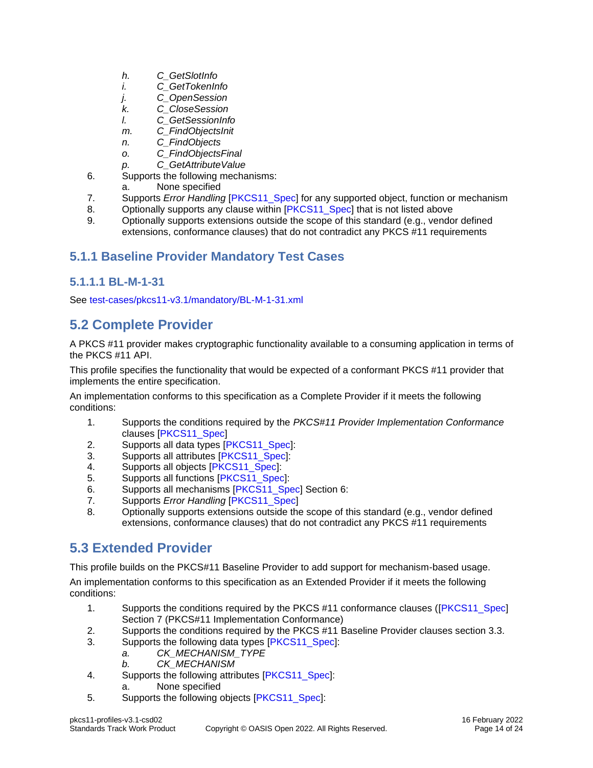h. *C_GetSlotInfo*
   i. *C_GetTokenInfo*
   j. *C_OpenSession*
   k. *C_CloseSession*
   l. *C_GetSessionInfo*
   m. *C_FindObjectsInit*
   n. *C_FindObjects*
   o. *C_FindObjectsFinal*
   p. *C_GetAttributeValue*
6. Supports the following mechanisms:
   a. None specified
7. Supports *Error Handling* [PKCS11_Spec] for any supported object, function or mechanism
8. Optionally supports any clause within [PKCS11_Spec] that is not listed above
9. Optionally supports extensions outside the scope of this standard (e.g., vendor defined extensions, conformance clauses) that do not contradict any PKCS #11 requirements

### 5.1.1 Baseline Provider Mandatory Test Cases

#### 5.1.1.1 BL-M-1-31

See test-cases/pkcs11-v3.1/mandatory/BL-M-1-31.xml

## 5.2 Complete Provider

A PKCS #11 provider makes cryptographic functionality available to a consuming application in terms of the PKCS #11 API.

This profile specifies the functionality that would be expected of a conformant PKCS #11 provider that implements the entire specification.

An implementation conforms to this specification as a Complete Provider if it meets the following conditions:

1. Supports the conditions required by the *PKCS#11 Provider Implementation Conformance* clauses [PKCS11_Spec]
2. Supports all data types [PKCS11_Spec]:
3. Supports all attributes [PKCS11_Spec]:
4. Supports all objects [PKCS11_Spec]:
5. Supports all functions [PKCS11_Spec]:
6. Supports all mechanisms [PKCS11_Spec] Section 6:
7. Supports *Error Handling* [PKCS11_Spec]
8. Optionally supports extensions outside the scope of this standard (e.g., vendor defined extensions, conformance clauses) that do not contradict any PKCS #11 requirements

## 5.3 Extended Provider

This profile builds on the PKCS#11 Baseline Provider to add support for mechanism-based usage.

An implementation conforms to this specification as an Extended Provider if it meets the following conditions:

1. Supports the conditions required by the PKCS #11 conformance clauses ([PKCS11_Spec] Section 7 (PKCS#11 Implementation Conformance)
2. Supports the conditions required by the PKCS #11 Baseline Provider clauses section 3.3.
3. Supports the following data types [PKCS11_Spec]:
   a. *CK_MECHANISM_TYPE*
   b. *CK_MECHANISM*
4. Supports the following attributes [PKCS11_Spec]:
   a. None specified
5. Supports the following objects [PKCS11_Spec]: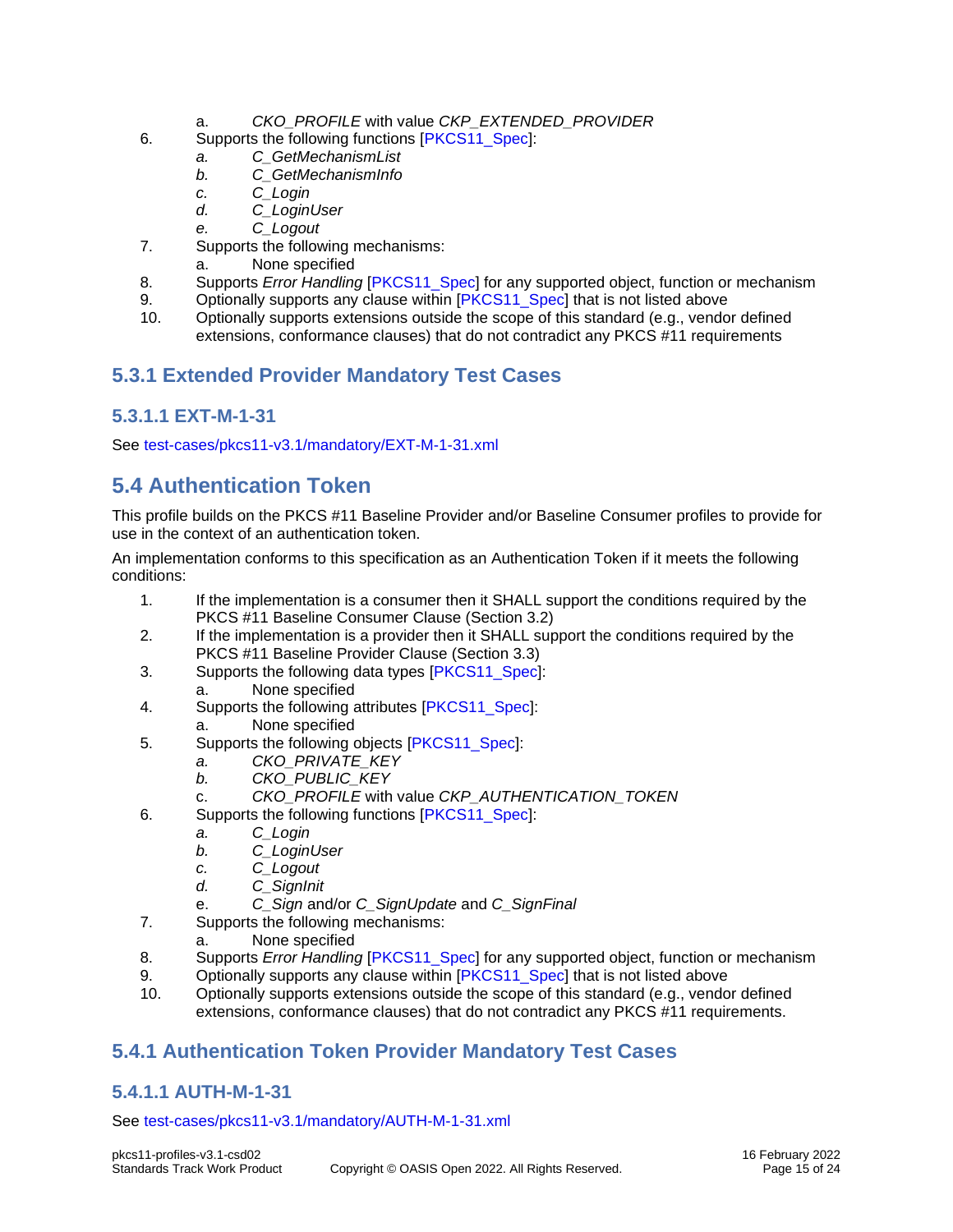a. *CKO_PROFILE* with value *CKP_EXTENDED_PROVIDER*

6. Supports the following functions [PKCS11_Spec]:
   a. *C_GetMechanismList*
   b. *C_GetMechanismInfo*
   c. *C_Login*
   d. *C_LoginUser*
   e. *C_Logout*
7. Supports the following mechanisms:
   a. None specified
8. Supports *Error Handling* [PKCS11_Spec] for any supported object, function or mechanism
9. Optionally supports any clause within [PKCS11_Spec] that is not listed above
10. Optionally supports extensions outside the scope of this standard (e.g., vendor defined extensions, conformance clauses) that do not contradict any PKCS #11 requirements

### 5.3.1 Extended Provider Mandatory Test Cases

#### 5.3.1.1 EXT-M-1-31

See test-cases/pkcs11-v3.1/mandatory/EXT-M-1-31.xml

## 5.4 Authentication Token

This profile builds on the PKCS #11 Baseline Provider and/or Baseline Consumer profiles to provide for use in the context of an authentication token.

An implementation conforms to this specification as an Authentication Token if it meets the following conditions:

1. If the implementation is a consumer then it SHALL support the conditions required by the PKCS #11 Baseline Consumer Clause (Section 3.2)
2. If the implementation is a provider then it SHALL support the conditions required by the PKCS #11 Baseline Provider Clause (Section 3.3)
3. Supports the following data types [PKCS11_Spec]:
   a. None specified
4. Supports the following attributes [PKCS11_Spec]:
   a. None specified
5. Supports the following objects [PKCS11_Spec]:
   a. *CKO_PRIVATE_KEY*
   b. *CKO_PUBLIC_KEY*
   c. *CKO_PROFILE* with value *CKP_AUTHENTICATION_TOKEN*
6. Supports the following functions [PKCS11_Spec]:
   a. *C_Login*
   b. *C_LoginUser*
   c. *C_Logout*
   d. *C_SignInit*
   e. *C_Sign* and/or *C_SignUpdate* and *C_SignFinal*
7. Supports the following mechanisms:
   a. None specified
8. Supports *Error Handling* [PKCS11_Spec] for any supported object, function or mechanism
9. Optionally supports any clause within [PKCS11_Spec] that is not listed above
10. Optionally supports extensions outside the scope of this standard (e.g., vendor defined extensions, conformance clauses) that do not contradict any PKCS #11 requirements.

### 5.4.1 Authentication Token Provider Mandatory Test Cases

#### 5.4.1.1 AUTH-M-1-31

See test-cases/pkcs11-v3.1/mandatory/AUTH-M-1-31.xml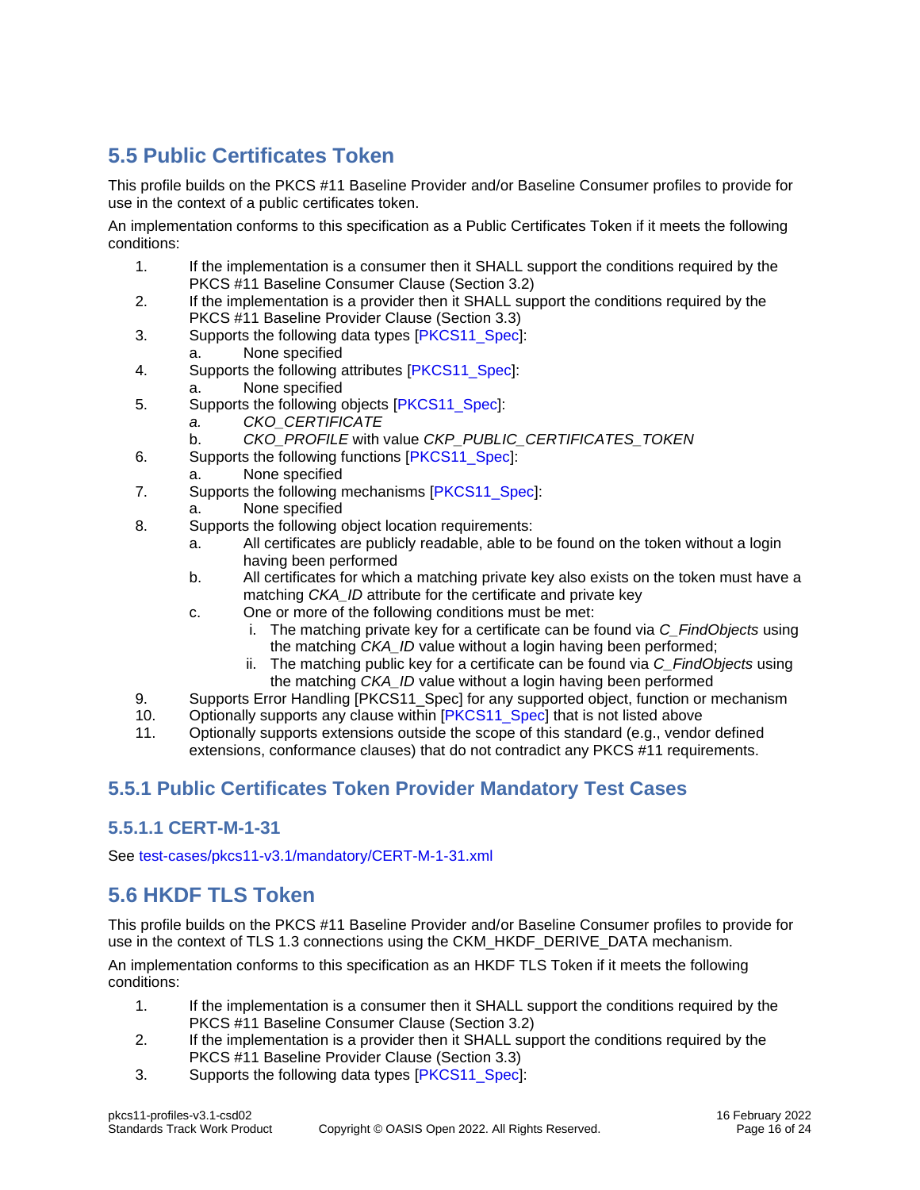## 5.5 Public Certificates Token

This profile builds on the PKCS #11 Baseline Provider and/or Baseline Consumer profiles to provide for use in the context of a public certificates token.

An implementation conforms to this specification as a Public Certificates Token if it meets the following conditions:

1. If the implementation is a consumer then it SHALL support the conditions required by the PKCS #11 Baseline Consumer Clause (Section 3.2)
2. If the implementation is a provider then it SHALL support the conditions required by the PKCS #11 Baseline Provider Clause (Section 3.3)
3. Supports the following data types [PKCS11_Spec]:
   a. None specified
4. Supports the following attributes [PKCS11_Spec]:
   a. None specified
5. Supports the following objects [PKCS11_Spec]:
   a. *CKO_CERTIFICATE*
   b. *CKO_PROFILE* with value *CKP_PUBLIC_CERTIFICATES_TOKEN*
6. Supports the following functions [PKCS11_Spec]:
   a. None specified
7. Supports the following mechanisms [PKCS11_Spec]:
   a. None specified
8. Supports the following object location requirements:
   a. All certificates are publicly readable, able to be found on the token without a login having been performed
   b. All certificates for which a matching private key also exists on the token must have a matching *CKA_ID* attribute for the certificate and private key
   c. One or more of the following conditions must be met:
      i. The matching private key for a certificate can be found via *C_FindObjects* using the matching *CKA_ID* value without a login having been performed;
      ii. The matching public key for a certificate can be found via *C_FindObjects* using the matching *CKA_ID* value without a login having been performed
9. Supports Error Handling [PKCS11_Spec] for any supported object, function or mechanism
10. Optionally supports any clause within [PKCS11_Spec] that is not listed above
11. Optionally supports extensions outside the scope of this standard (e.g., vendor defined extensions, conformance clauses) that do not contradict any PKCS #11 requirements.

### 5.5.1 Public Certificates Token Provider Mandatory Test Cases

#### 5.5.1.1 CERT-M-1-31

See test-cases/pkcs11-v3.1/mandatory/CERT-M-1-31.xml

## 5.6 HKDF TLS Token

This profile builds on the PKCS #11 Baseline Provider and/or Baseline Consumer profiles to provide for use in the context of TLS 1.3 connections using the CKM_HKDF_DERIVE_DATA mechanism.

An implementation conforms to this specification as an HKDF TLS Token if it meets the following conditions:

1. If the implementation is a consumer then it SHALL support the conditions required by the PKCS #11 Baseline Consumer Clause (Section 3.2)
2. If the implementation is a provider then it SHALL support the conditions required by the PKCS #11 Baseline Provider Clause (Section 3.3)
3. Supports the following data types [PKCS11_Spec]: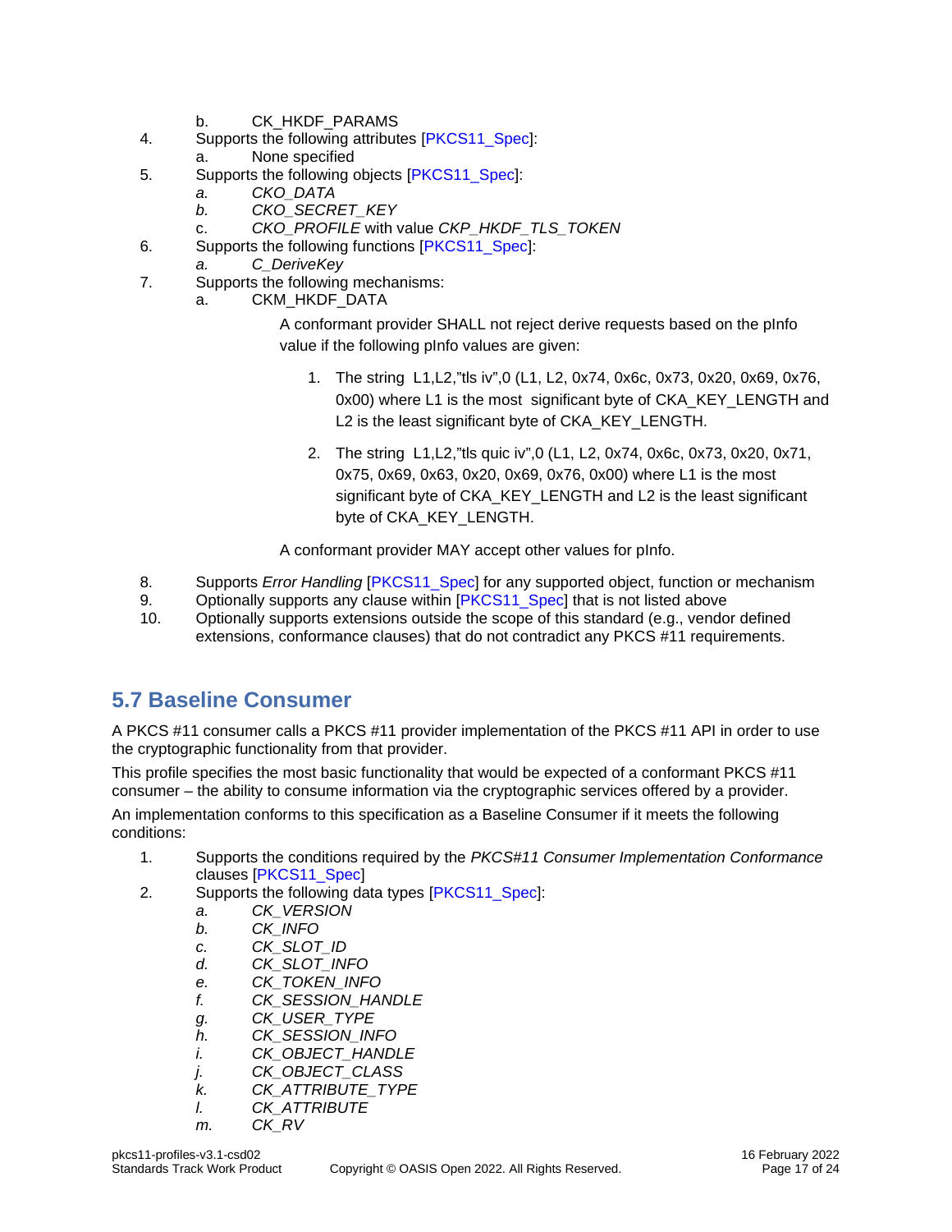b. CK_HKDF_PARAMS
4. Supports the following attributes [PKCS11_Spec]:
   a. None specified
5. Supports the following objects [PKCS11_Spec]:
   a. *CKO_DATA*
   b. *CKO_SECRET_KEY*
   c. *CKO_PROFILE* with value *CKP_HKDF_TLS_TOKEN*
6. Supports the following functions [PKCS11_Spec]:
   a. *C_DeriveKey*
7. Supports the following mechanisms:
   a. CKM_HKDF_DATA

      A conformant provider SHALL not reject derive requests based on the pInfo value if the following pInfo values are given:

      1. The string L1,L2,"tls iv",0 (L1, L2, 0x74, 0x6c, 0x73, 0x20, 0x69, 0x76, 0x00) where L1 is the most significant byte of CKA_KEY_LENGTH and L2 is the least significant byte of CKA_KEY_LENGTH.
      2. The string L1,L2,"tls quic iv",0 (L1, L2, 0x74, 0x6c, 0x73, 0x20, 0x71, 0x75, 0x69, 0x63, 0x20, 0x69, 0x76, 0x00) where L1 is the most significant byte of CKA_KEY_LENGTH and L2 is the least significant byte of CKA_KEY_LENGTH.

      A conformant provider MAY accept other values for pInfo.
8. Supports *Error Handling* [PKCS11_Spec] for any supported object, function or mechanism
9. Optionally supports any clause within [PKCS11_Spec] that is not listed above
10. Optionally supports extensions outside the scope of this standard (e.g., vendor defined extensions, conformance clauses) that do not contradict any PKCS #11 requirements.

## 5.7 Baseline Consumer

A PKCS #11 consumer calls a PKCS #11 provider implementation of the PKCS #11 API in order to use the cryptographic functionality from that provider.

This profile specifies the most basic functionality that would be expected of a conformant PKCS #11 consumer – the ability to consume information via the cryptographic services offered by a provider.

An implementation conforms to this specification as a Baseline Consumer if it meets the following conditions:

1. Supports the conditions required by the *PKCS#11 Consumer Implementation Conformance* clauses [PKCS11_Spec]
2. Supports the following data types [PKCS11_Spec]:
   a. *CK_VERSION*
   b. *CK_INFO*
   c. *CK_SLOT_ID*
   d. *CK_SLOT_INFO*
   e. *CK_TOKEN_INFO*
   f. *CK_SESSION_HANDLE*
   g. *CK_USER_TYPE*
   h. *CK_SESSION_INFO*
   i. *CK_OBJECT_HANDLE*
   j. *CK_OBJECT_CLASS*
   k. *CK_ATTRIBUTE_TYPE*
   l. *CK_ATTRIBUTE*
   m. *CK_RV*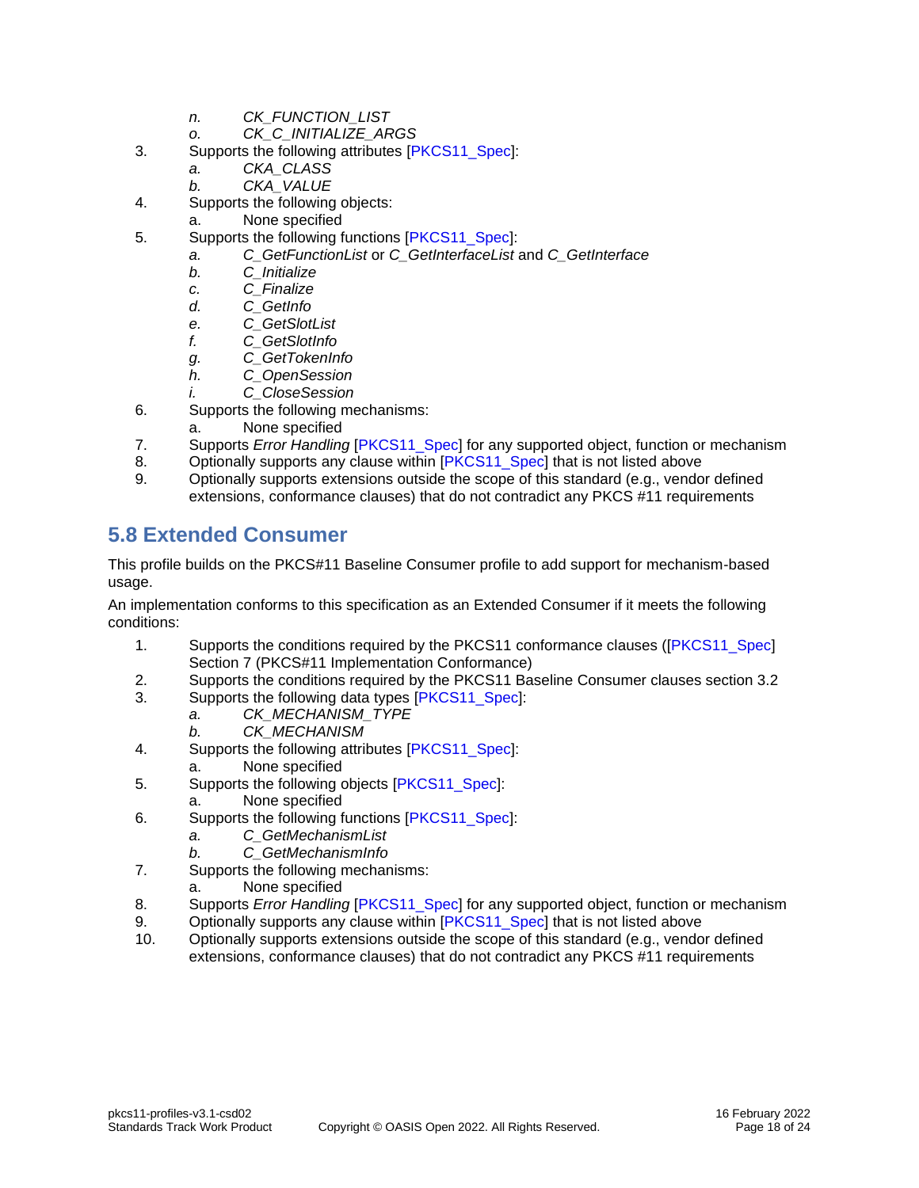n. *CK_FUNCTION_LIST*
   o. *CK_C_INITIALIZE_ARGS*
3. Supports the following attributes [PKCS11_Spec]:
   a. *CKA_CLASS*
   b. *CKA_VALUE*
4. Supports the following objects:
   a. None specified
5. Supports the following functions [PKCS11_Spec]:
   a. *C_GetFunctionList* or *C_GetInterfaceList* and *C_GetInterface*
   b. *C_Initialize*
   c. *C_Finalize*
   d. *C_GetInfo*
   e. *C_GetSlotList*
   f. *C_GetSlotInfo*
   g. *C_GetTokenInfo*
   h. *C_OpenSession*
   i. *C_CloseSession*
6. Supports the following mechanisms:
   a. None specified
7. Supports *Error Handling* [PKCS11_Spec] for any supported object, function or mechanism
8. Optionally supports any clause within [PKCS11_Spec] that is not listed above
9. Optionally supports extensions outside the scope of this standard (e.g., vendor defined extensions, conformance clauses) that do not contradict any PKCS #11 requirements

## 5.8 Extended Consumer

This profile builds on the PKCS#11 Baseline Consumer profile to add support for mechanism-based usage.

An implementation conforms to this specification as an Extended Consumer if it meets the following conditions:

1. Supports the conditions required by the PKCS11 conformance clauses ([PKCS11_Spec] Section 7 (PKCS#11 Implementation Conformance)
2. Supports the conditions required by the PKCS11 Baseline Consumer clauses section 3.2
3. Supports the following data types [PKCS11_Spec]:
   a. *CK_MECHANISM_TYPE*
   b. *CK_MECHANISM*
4. Supports the following attributes [PKCS11_Spec]:
   a. None specified
5. Supports the following objects [PKCS11_Spec]:
   a. None specified
6. Supports the following functions [PKCS11_Spec]:
   a. *C_GetMechanismList*
   b. *C_GetMechanismInfo*
7. Supports the following mechanisms:
   a. None specified
8. Supports *Error Handling* [PKCS11_Spec] for any supported object, function or mechanism
9. Optionally supports any clause within [PKCS11_Spec] that is not listed above
10. Optionally supports extensions outside the scope of this standard (e.g., vendor defined extensions, conformance clauses) that do not contradict any PKCS #11 requirements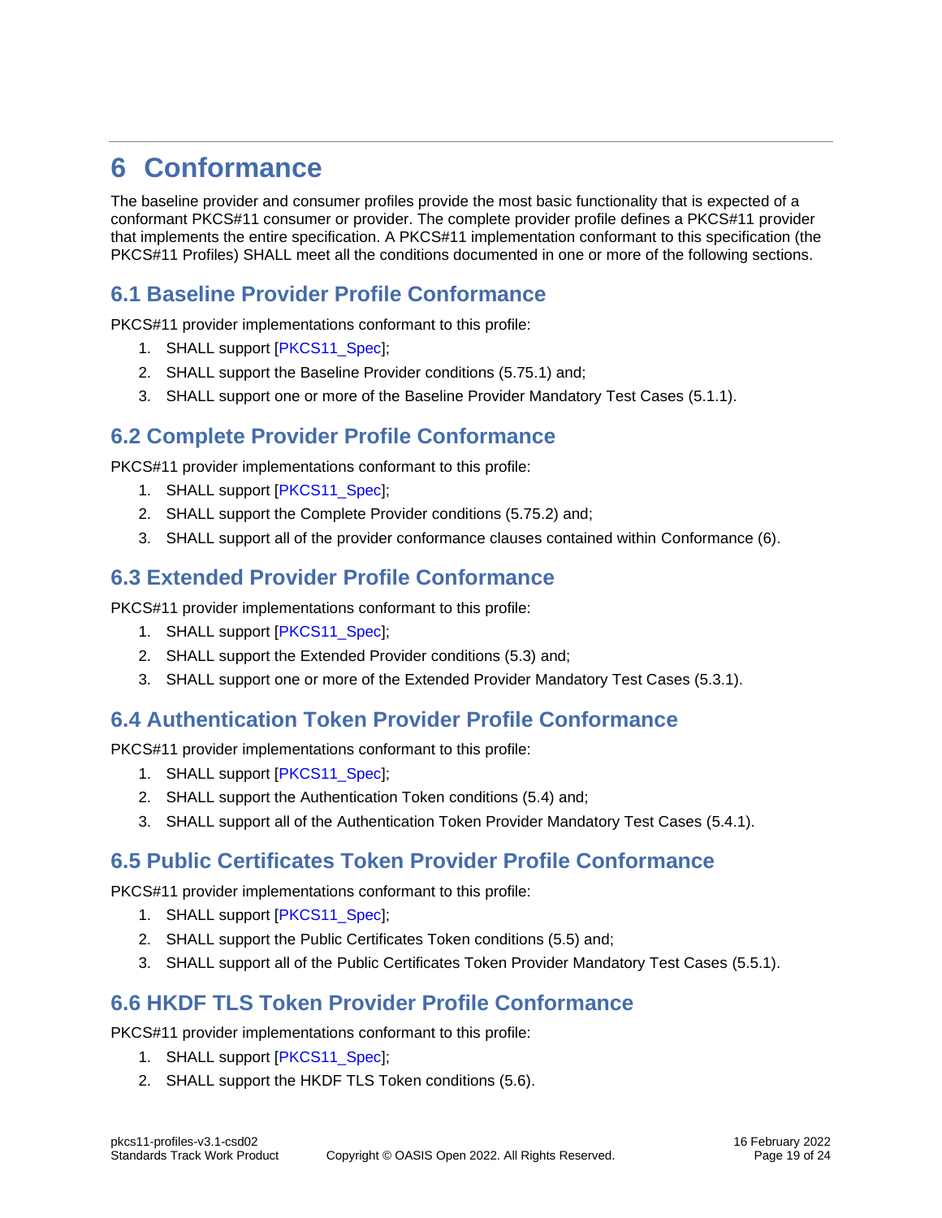# 6 Conformance

The baseline provider and consumer profiles provide the most basic functionality that is expected of a conformant PKCS#11 consumer or provider. The complete provider profile defines a PKCS#11 provider that implements the entire specification. A PKCS#11 implementation conformant to this specification (the PKCS#11 Profiles) SHALL meet all the conditions documented in one or more of the following sections.

## 6.1 Baseline Provider Profile Conformance

PKCS#11 provider implementations conformant to this profile:

1. SHALL support [PKCS11_Spec];
2. SHALL support the Baseline Provider conditions (5.75.1) and;
3. SHALL support one or more of the Baseline Provider Mandatory Test Cases (5.1.1).

## 6.2 Complete Provider Profile Conformance

PKCS#11 provider implementations conformant to this profile:

1. SHALL support [PKCS11_Spec];
2. SHALL support the Complete Provider conditions (5.75.2) and;
3. SHALL support all of the provider conformance clauses contained within Conformance (6).

## 6.3 Extended Provider Profile Conformance

PKCS#11 provider implementations conformant to this profile:

1. SHALL support [PKCS11_Spec];
2. SHALL support the Extended Provider conditions (5.3) and;
3. SHALL support one or more of the Extended Provider Mandatory Test Cases (5.3.1).

## 6.4 Authentication Token Provider Profile Conformance

PKCS#11 provider implementations conformant to this profile:

1. SHALL support [PKCS11_Spec];
2. SHALL support the Authentication Token conditions (5.4) and;
3. SHALL support all of the Authentication Token Provider Mandatory Test Cases (5.4.1).

## 6.5 Public Certificates Token Provider Profile Conformance

PKCS#11 provider implementations conformant to this profile:

1. SHALL support [PKCS11_Spec];
2. SHALL support the Public Certificates Token conditions (5.5) and;
3. SHALL support all of the Public Certificates Token Provider Mandatory Test Cases (5.5.1).

## 6.6 HKDF TLS Token Provider Profile Conformance

PKCS#11 provider implementations conformant to this profile:

1. SHALL support [PKCS11_Spec];
2. SHALL support the HKDF TLS Token conditions (5.6).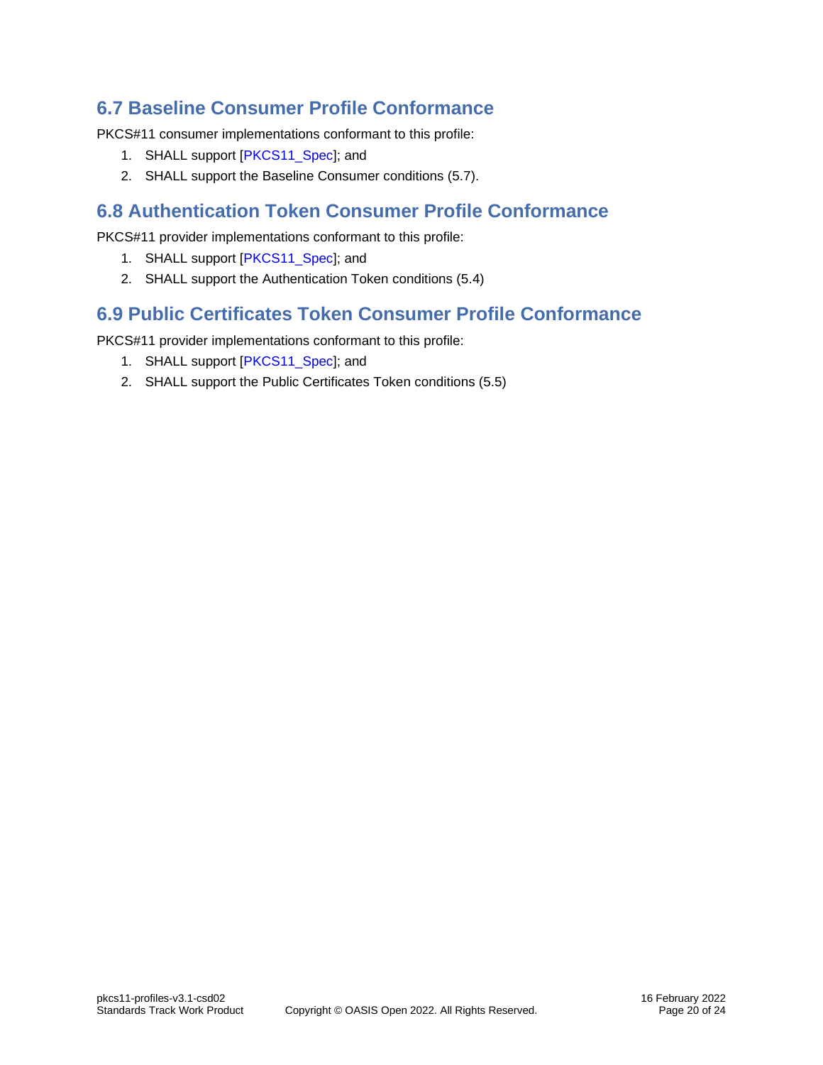## 6.7 Baseline Consumer Profile Conformance

PKCS#11 consumer implementations conformant to this profile:

1. SHALL support [PKCS11_Spec]; and
2. SHALL support the Baseline Consumer conditions (5.7).

## 6.8 Authentication Token Consumer Profile Conformance

PKCS#11 provider implementations conformant to this profile:

1. SHALL support [PKCS11_Spec]; and
2. SHALL support the Authentication Token conditions (5.4)

## 6.9 Public Certificates Token Consumer Profile Conformance

PKCS#11 provider implementations conformant to this profile:

1. SHALL support [PKCS11_Spec]; and
2. SHALL support the Public Certificates Token conditions (5.5)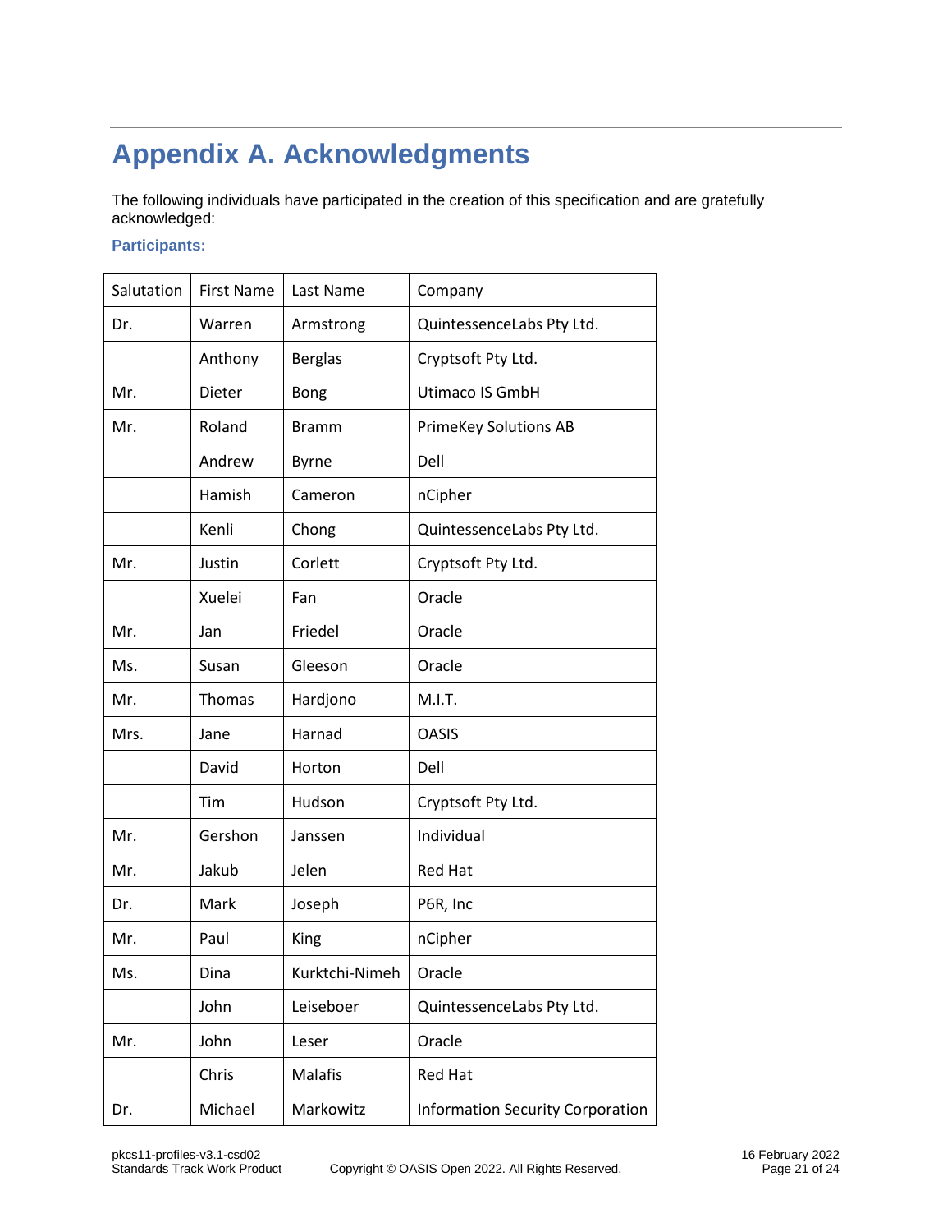# Appendix A. Acknowledgments

The following individuals have participated in the creation of this specification and are gratefully acknowledged:

**Participants:**

| Salutation | First Name | Last Name | Company |
|---|---|---|---|
| Dr. | Warren | Armstrong | QuintessenceLabs Pty Ltd. |
| | Anthony | Berglas | Cryptsoft Pty Ltd. |
| Mr. | Dieter | Bong | Utimaco IS GmbH |
| Mr. | Roland | Bramm | PrimeKey Solutions AB |
| | Andrew | Byrne | Dell |
| | Hamish | Cameron | nCipher |
| | Kenli | Chong | QuintessenceLabs Pty Ltd. |
| Mr. | Justin | Corlett | Cryptsoft Pty Ltd. |
| | Xuelei | Fan | Oracle |
| Mr. | Jan | Friedel | Oracle |
| Ms. | Susan | Gleeson | Oracle |
| Mr. | Thomas | Hardjono | M.I.T. |
| Mrs. | Jane | Harnad | OASIS |
| | David | Horton | Dell |
| | Tim | Hudson | Cryptsoft Pty Ltd. |
| Mr. | Gershon | Janssen | Individual |
| Mr. | Jakub | Jelen | Red Hat |
| Dr. | Mark | Joseph | P6R, Inc |
| Mr. | Paul | King | nCipher |
| Ms. | Dina | Kurktchi-Nimeh | Oracle |
| | John | Leiseboer | QuintessenceLabs Pty Ltd. |
| Mr. | John | Leser | Oracle |
| | Chris | Malafis | Red Hat |
| Dr. | Michael | Markowitz | Information Security Corporation |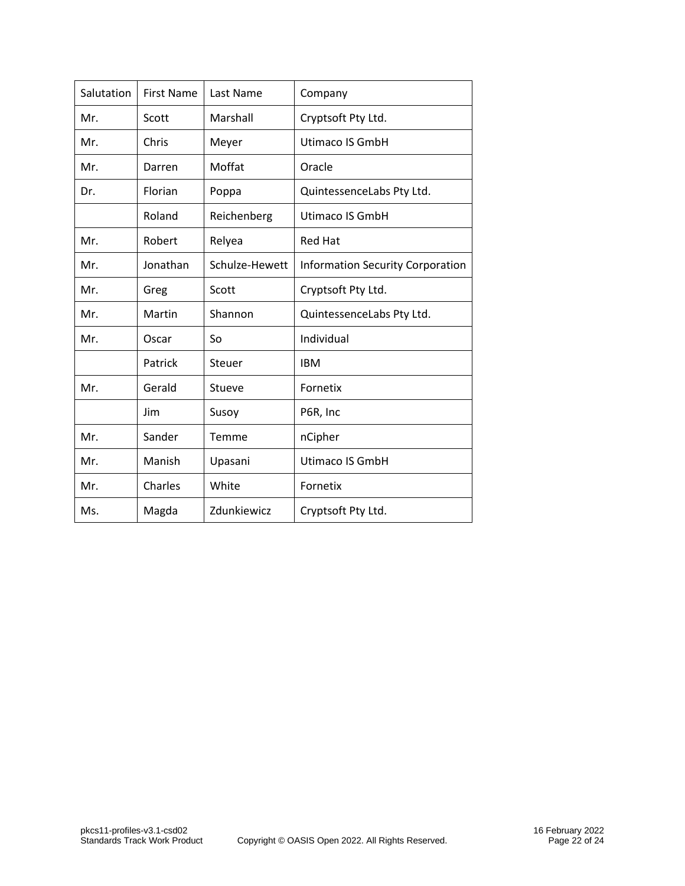| Salutation | First Name | Last Name | Company |
| --- | --- | --- | --- |
| Mr. | Scott | Marshall | Cryptsoft Pty Ltd. |
| Mr. | Chris | Meyer | Utimaco IS GmbH |
| Mr. | Darren | Moffat | Oracle |
| Dr. | Florian | Poppa | QuintessenceLabs Pty Ltd. |
|  | Roland | Reichenberg | Utimaco IS GmbH |
| Mr. | Robert | Relyea | Red Hat |
| Mr. | Jonathan | Schulze-Hewett | Information Security Corporation |
| Mr. | Greg | Scott | Cryptsoft Pty Ltd. |
| Mr. | Martin | Shannon | QuintessenceLabs Pty Ltd. |
| Mr. | Oscar | So | Individual |
|  | Patrick | Steuer | IBM |
| Mr. | Gerald | Stueve | Fornetix |
|  | Jim | Susoy | P6R, Inc |
| Mr. | Sander | Temme | nCipher |
| Mr. | Manish | Upasani | Utimaco IS GmbH |
| Mr. | Charles | White | Fornetix |
| Ms. | Magda | Zdunkiewicz | Cryptsoft Pty Ltd. |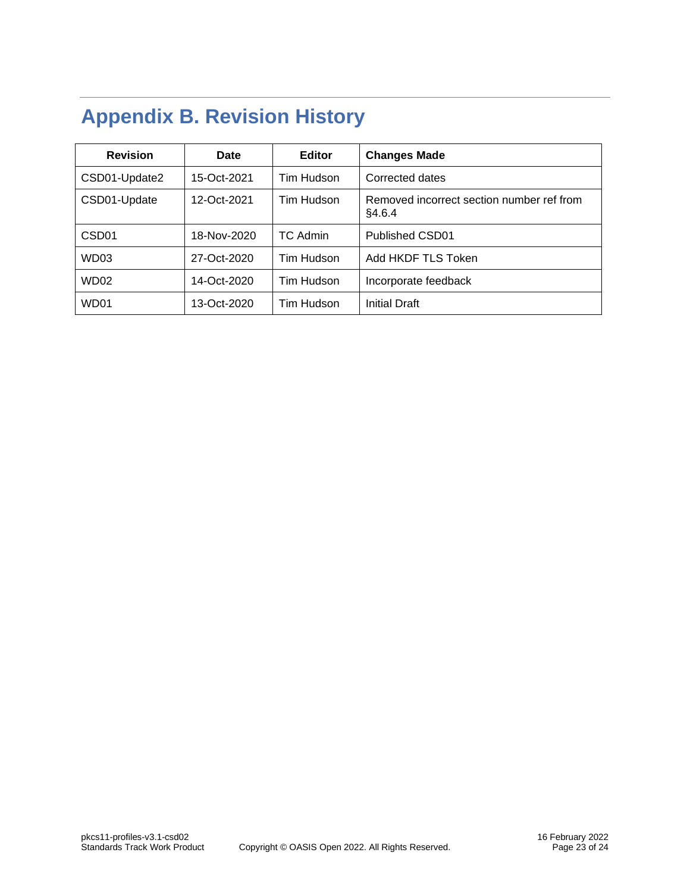# Appendix B. Revision History

| Revision | Date | Editor | Changes Made |
|---|---|---|---|
| CSD01-Update2 | 15-Oct-2021 | Tim Hudson | Corrected dates |
| CSD01-Update | 12-Oct-2021 | Tim Hudson | Removed incorrect section number ref from §4.6.4 |
| CSD01 | 18-Nov-2020 | TC Admin | Published CSD01 |
| WD03 | 27-Oct-2020 | Tim Hudson | Add HKDF TLS Token |
| WD02 | 14-Oct-2020 | Tim Hudson | Incorporate feedback |
| WD01 | 13-Oct-2020 | Tim Hudson | Initial Draft |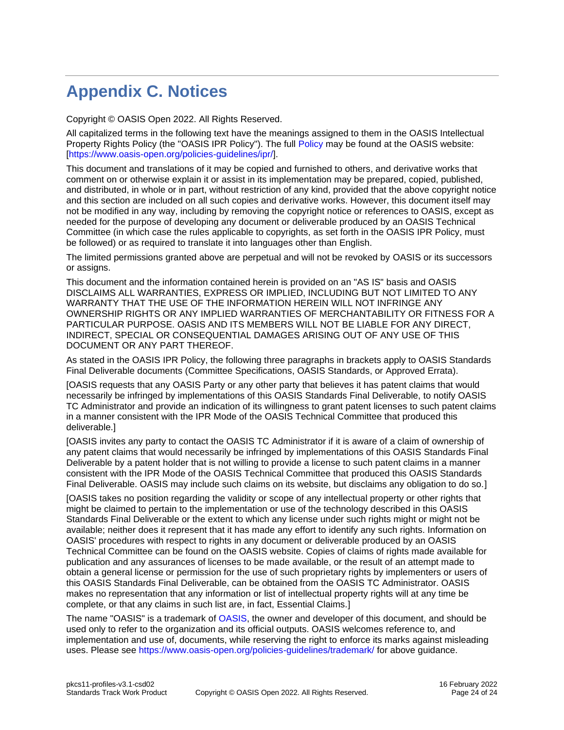# Appendix C. Notices

Copyright © OASIS Open 2022. All Rights Reserved.

All capitalized terms in the following text have the meanings assigned to them in the OASIS Intellectual Property Rights Policy (the "OASIS IPR Policy"). The full Policy may be found at the OASIS website: [https://www.oasis-open.org/policies-guidelines/ipr/].

This document and translations of it may be copied and furnished to others, and derivative works that comment on or otherwise explain it or assist in its implementation may be prepared, copied, published, and distributed, in whole or in part, without restriction of any kind, provided that the above copyright notice and this section are included on all such copies and derivative works. However, this document itself may not be modified in any way, including by removing the copyright notice or references to OASIS, except as needed for the purpose of developing any document or deliverable produced by an OASIS Technical Committee (in which case the rules applicable to copyrights, as set forth in the OASIS IPR Policy, must be followed) or as required to translate it into languages other than English.

The limited permissions granted above are perpetual and will not be revoked by OASIS or its successors or assigns.

This document and the information contained herein is provided on an "AS IS" basis and OASIS DISCLAIMS ALL WARRANTIES, EXPRESS OR IMPLIED, INCLUDING BUT NOT LIMITED TO ANY WARRANTY THAT THE USE OF THE INFORMATION HEREIN WILL NOT INFRINGE ANY OWNERSHIP RIGHTS OR ANY IMPLIED WARRANTIES OF MERCHANTABILITY OR FITNESS FOR A PARTICULAR PURPOSE. OASIS AND ITS MEMBERS WILL NOT BE LIABLE FOR ANY DIRECT, INDIRECT, SPECIAL OR CONSEQUENTIAL DAMAGES ARISING OUT OF ANY USE OF THIS DOCUMENT OR ANY PART THEREOF.

As stated in the OASIS IPR Policy, the following three paragraphs in brackets apply to OASIS Standards Final Deliverable documents (Committee Specifications, OASIS Standards, or Approved Errata).

[OASIS requests that any OASIS Party or any other party that believes it has patent claims that would necessarily be infringed by implementations of this OASIS Standards Final Deliverable, to notify OASIS TC Administrator and provide an indication of its willingness to grant patent licenses to such patent claims in a manner consistent with the IPR Mode of the OASIS Technical Committee that produced this deliverable.]

[OASIS invites any party to contact the OASIS TC Administrator if it is aware of a claim of ownership of any patent claims that would necessarily be infringed by implementations of this OASIS Standards Final Deliverable by a patent holder that is not willing to provide a license to such patent claims in a manner consistent with the IPR Mode of the OASIS Technical Committee that produced this OASIS Standards Final Deliverable. OASIS may include such claims on its website, but disclaims any obligation to do so.]

[OASIS takes no position regarding the validity or scope of any intellectual property or other rights that might be claimed to pertain to the implementation or use of the technology described in this OASIS Standards Final Deliverable or the extent to which any license under such rights might or might not be available; neither does it represent that it has made any effort to identify any such rights. Information on OASIS' procedures with respect to rights in any document or deliverable produced by an OASIS Technical Committee can be found on the OASIS website. Copies of claims of rights made available for publication and any assurances of licenses to be made available, or the result of an attempt made to obtain a general license or permission for the use of such proprietary rights by implementers or users of this OASIS Standards Final Deliverable, can be obtained from the OASIS TC Administrator. OASIS makes no representation that any information or list of intellectual property rights will at any time be complete, or that any claims in such list are, in fact, Essential Claims.]

The name "OASIS" is a trademark of OASIS, the owner and developer of this document, and should be used only to refer to the organization and its official outputs. OASIS welcomes reference to, and implementation and use of, documents, while reserving the right to enforce its marks against misleading uses. Please see https://www.oasis-open.org/policies-guidelines/trademark/ for above guidance.